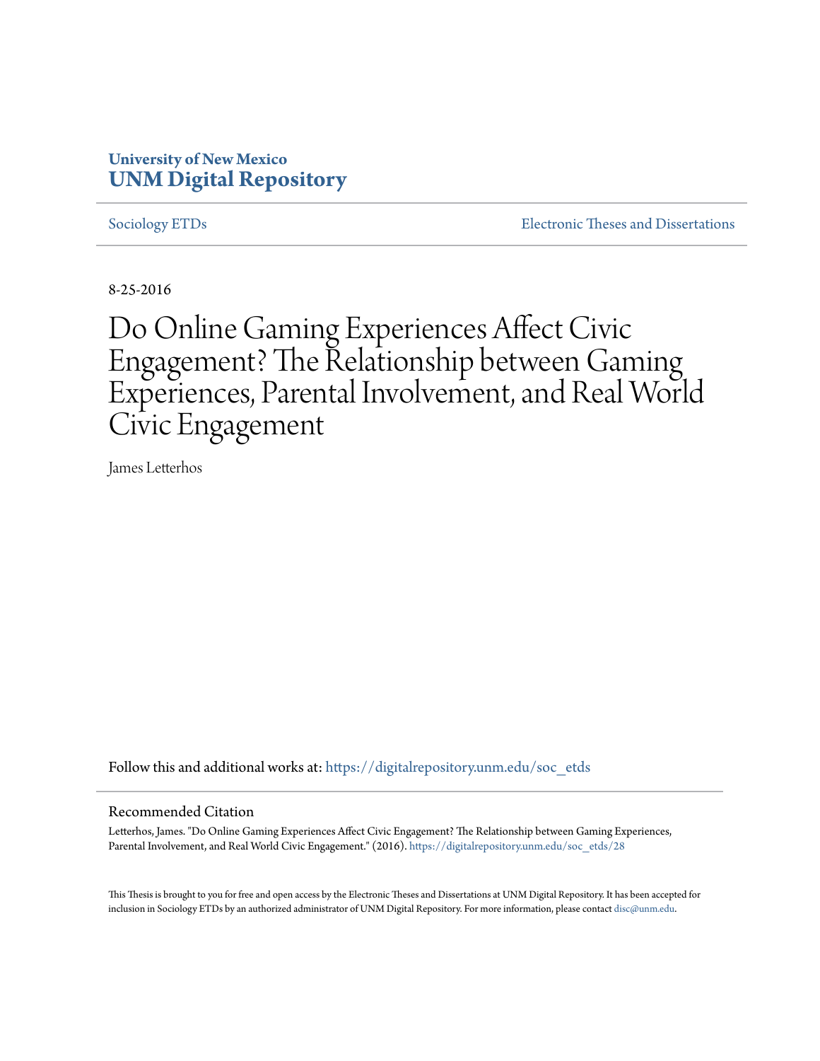University of New Mexico
**UNM Digital Repository**

Sociology ETDs | Electronic Theses and Dissertations

8-25-2016

# Do Online Gaming Experiences Affect Civic Engagement? The Relationship between Gaming Experiences, Parental Involvement, and Real World Civic Engagement

James Letterhos

Follow this and additional works at: https://digitalrepository.unm.edu/soc_etds

## Recommended Citation

Letterhos, James. "Do Online Gaming Experiences Affect Civic Engagement? The Relationship between Gaming Experiences, Parental Involvement, and Real World Civic Engagement." (2016). https://digitalrepository.unm.edu/soc_etds/28

This Thesis is brought to you for free and open access by the Electronic Theses and Dissertations at UNM Digital Repository. It has been accepted for inclusion in Sociology ETDs by an authorized administrator of UNM Digital Repository. For more information, please contact disc@unm.edu.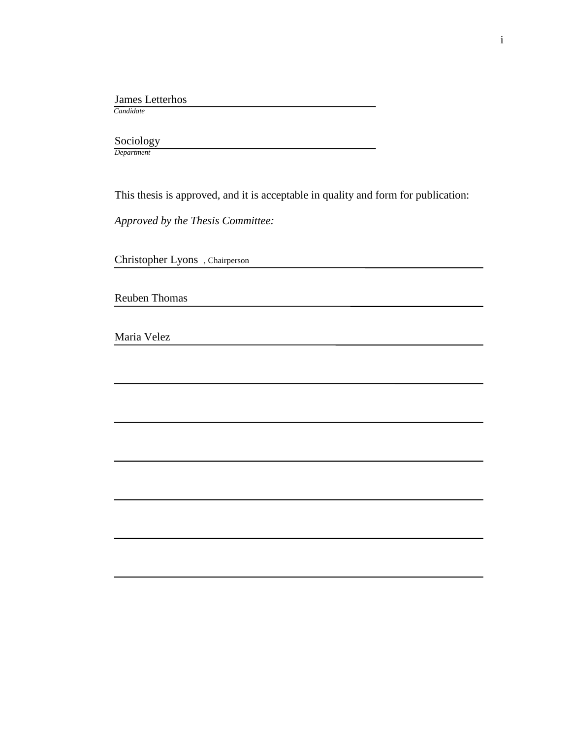James Letterhos

*Candidate*

Sociology

*Department*

This thesis is approved, and it is acceptable in quality and form for publication:

*Approved by the Thesis Committee:*

Christopher Lyons , Chairperson

Reuben Thomas

Maria Velez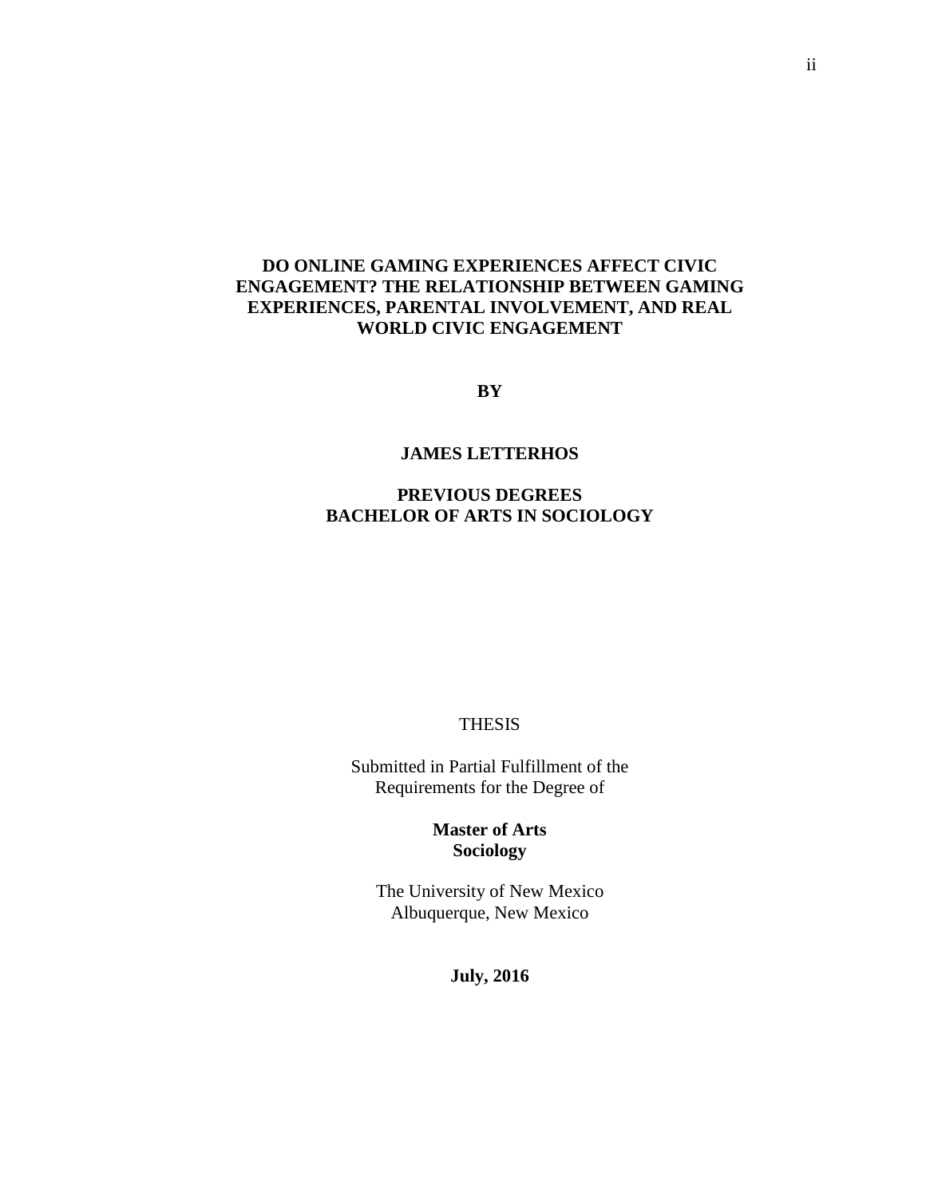**DO ONLINE GAMING EXPERIENCES AFFECT CIVIC ENGAGEMENT? THE RELATIONSHIP BETWEEN GAMING EXPERIENCES, PARENTAL INVOLVEMENT, AND REAL WORLD CIVIC ENGAGEMENT**

**BY**

**JAMES LETTERHOS**

**PREVIOUS DEGREES**
**BACHELOR OF ARTS IN SOCIOLOGY**

THESIS

Submitted in Partial Fulfillment of the
Requirements for the Degree of

**Master of Arts**
**Sociology**

The University of New Mexico
Albuquerque, New Mexico

**July, 2016**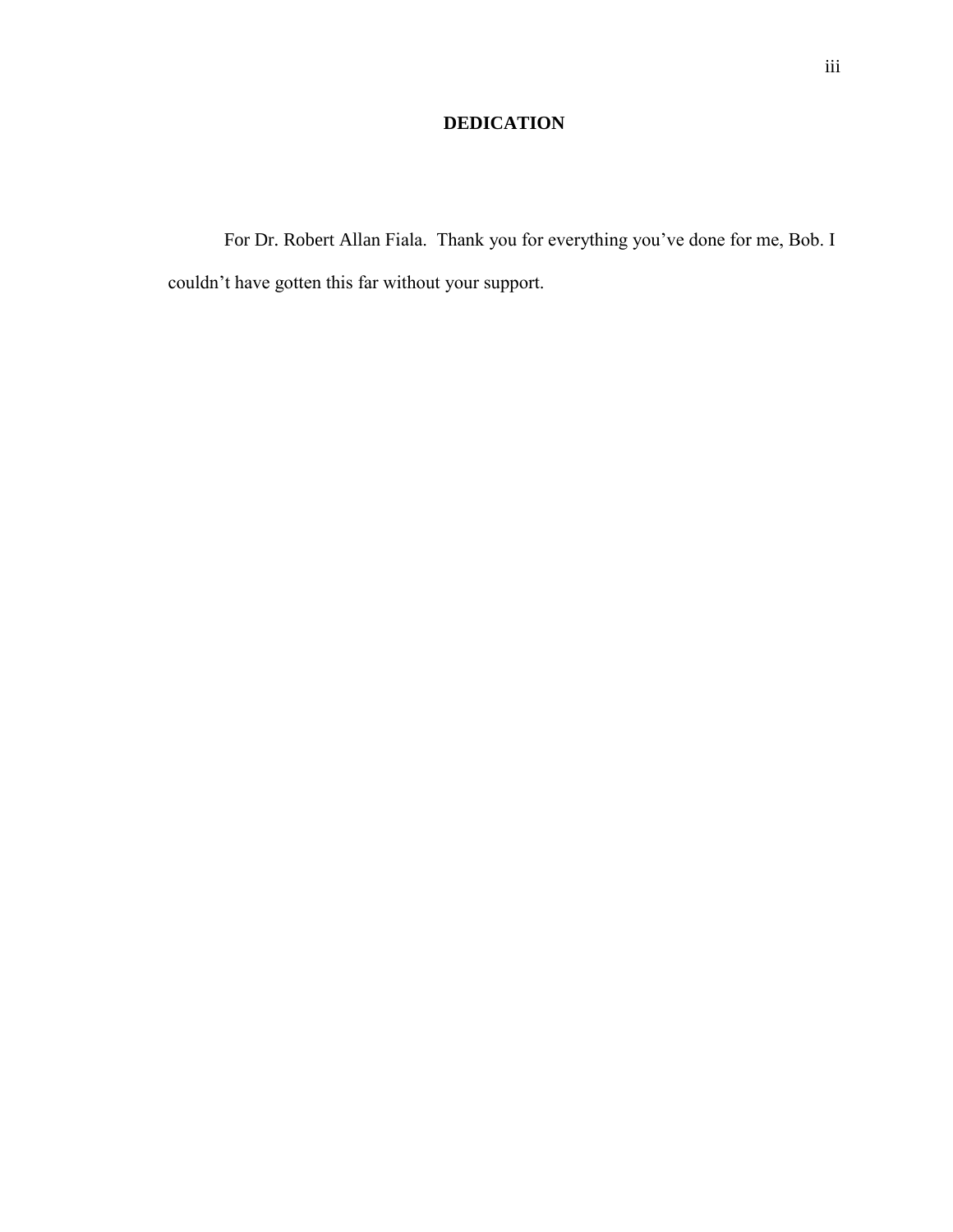# DEDICATION

For Dr. Robert Allan Fiala. Thank you for everything you've done for me, Bob. I couldn't have gotten this far without your support.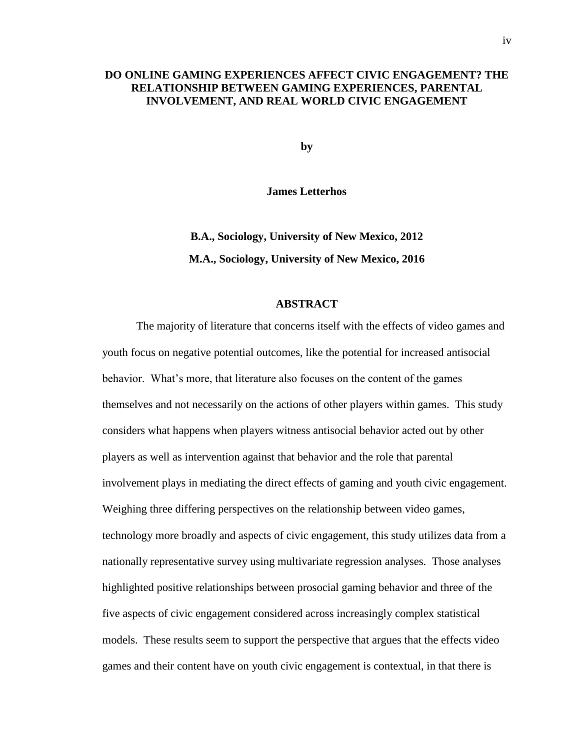**DO ONLINE GAMING EXPERIENCES AFFECT CIVIC ENGAGEMENT? THE RELATIONSHIP BETWEEN GAMING EXPERIENCES, PARENTAL INVOLVEMENT, AND REAL WORLD CIVIC ENGAGEMENT**

**by**

**James Letterhos**

**B.A., Sociology, University of New Mexico, 2012**

**M.A., Sociology, University of New Mexico, 2016**

## ABSTRACT

The majority of literature that concerns itself with the effects of video games and youth focus on negative potential outcomes, like the potential for increased antisocial behavior. What's more, that literature also focuses on the content of the games themselves and not necessarily on the actions of other players within games. This study considers what happens when players witness antisocial behavior acted out by other players as well as intervention against that behavior and the role that parental involvement plays in mediating the direct effects of gaming and youth civic engagement. Weighing three differing perspectives on the relationship between video games, technology more broadly and aspects of civic engagement, this study utilizes data from a nationally representative survey using multivariate regression analyses. Those analyses highlighted positive relationships between prosocial gaming behavior and three of the five aspects of civic engagement considered across increasingly complex statistical models. These results seem to support the perspective that argues that the effects video games and their content have on youth civic engagement is contextual, in that there is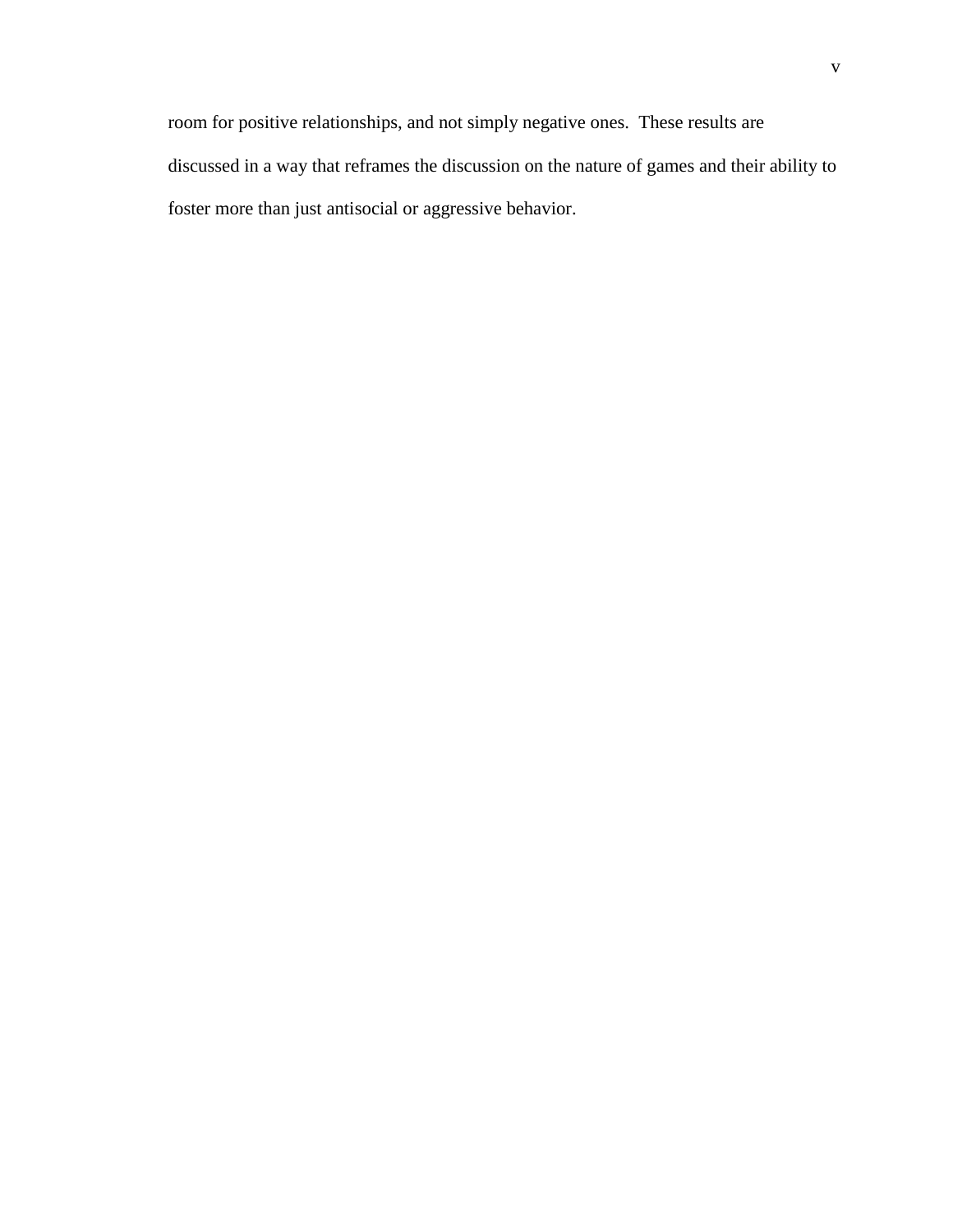room for positive relationships, and not simply negative ones. These results are discussed in a way that reframes the discussion on the nature of games and their ability to foster more than just antisocial or aggressive behavior.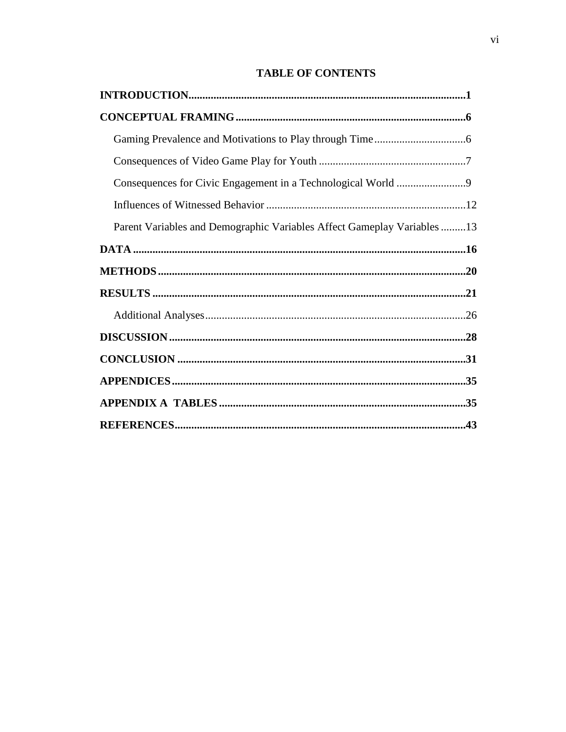# TABLE OF CONTENTS

**INTRODUCTION**..................................................................................................**1**

**CONCEPTUAL FRAMING**..................................................................................**6**

Gaming Prevalence and Motivations to Play through Time.................................6

Consequences of Video Game Play for Youth .....................................................7

Consequences for Civic Engagement in a Technological World .........................9

Influences of Witnessed Behavior .......................................................................12

Parent Variables and Demographic Variables Affect Gameplay Variables .........13

**DATA** .......................................................................................................................**16**

**METHODS**..............................................................................................................**20**

**RESULTS** ................................................................................................................**21**

Additional Analyses.............................................................................................26

**DISCUSSION**..........................................................................................................**28**

**CONCLUSION** .......................................................................................................**31**

**APPENDICES**.........................................................................................................**35**

**APPENDIX A TABLES**........................................................................................**35**

**REFERENCES**........................................................................................................**43**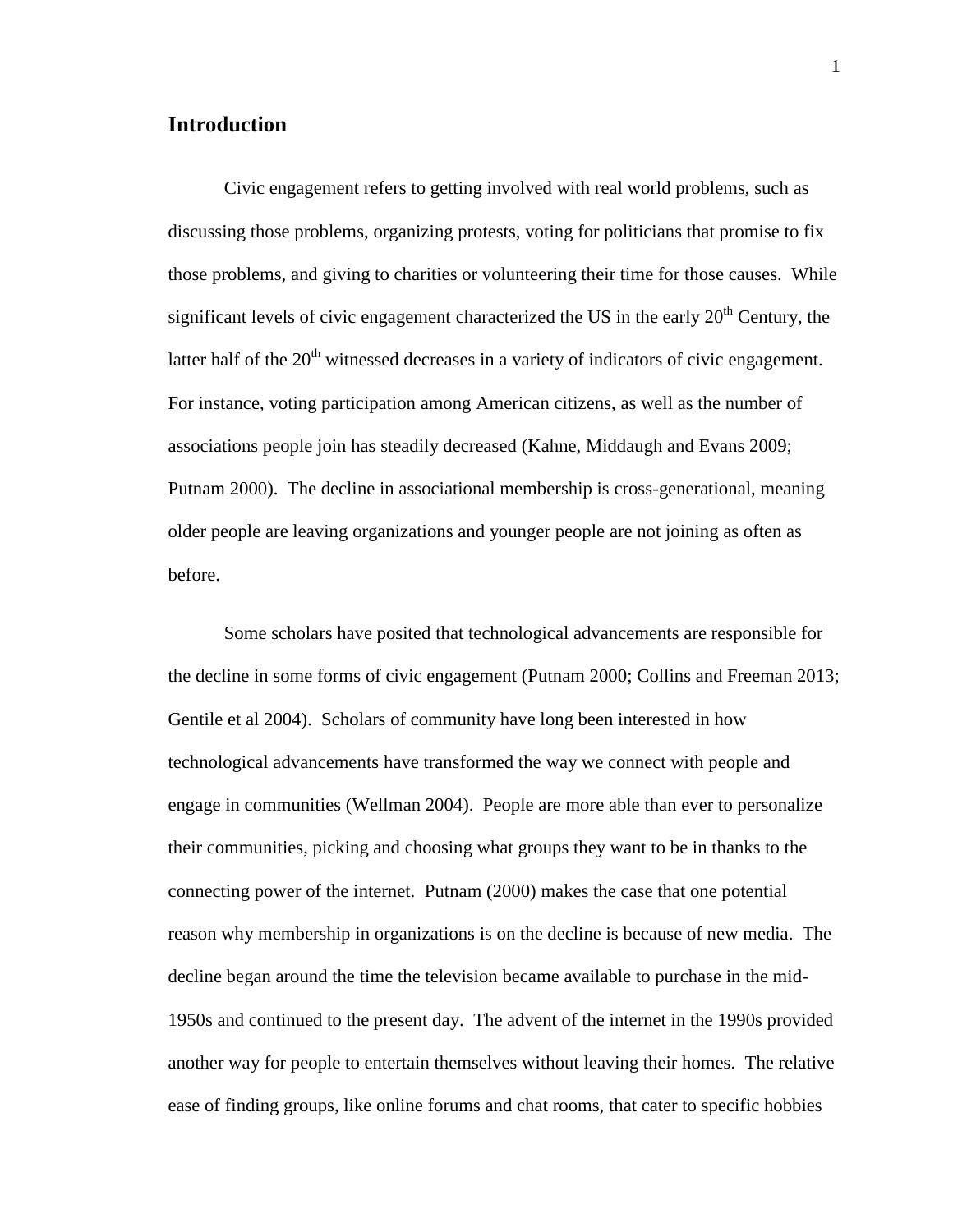## Introduction

Civic engagement refers to getting involved with real world problems, such as discussing those problems, organizing protests, voting for politicians that promise to fix those problems, and giving to charities or volunteering their time for those causes. While significant levels of civic engagement characterized the US in the early 20th Century, the latter half of the 20th witnessed decreases in a variety of indicators of civic engagement. For instance, voting participation among American citizens, as well as the number of associations people join has steadily decreased (Kahne, Middaugh and Evans 2009; Putnam 2000). The decline in associational membership is cross-generational, meaning older people are leaving organizations and younger people are not joining as often as before.

Some scholars have posited that technological advancements are responsible for the decline in some forms of civic engagement (Putnam 2000; Collins and Freeman 2013; Gentile et al 2004). Scholars of community have long been interested in how technological advancements have transformed the way we connect with people and engage in communities (Wellman 2004). People are more able than ever to personalize their communities, picking and choosing what groups they want to be in thanks to the connecting power of the internet. Putnam (2000) makes the case that one potential reason why membership in organizations is on the decline is because of new media. The decline began around the time the television became available to purchase in the mid-1950s and continued to the present day. The advent of the internet in the 1990s provided another way for people to entertain themselves without leaving their homes. The relative ease of finding groups, like online forums and chat rooms, that cater to specific hobbies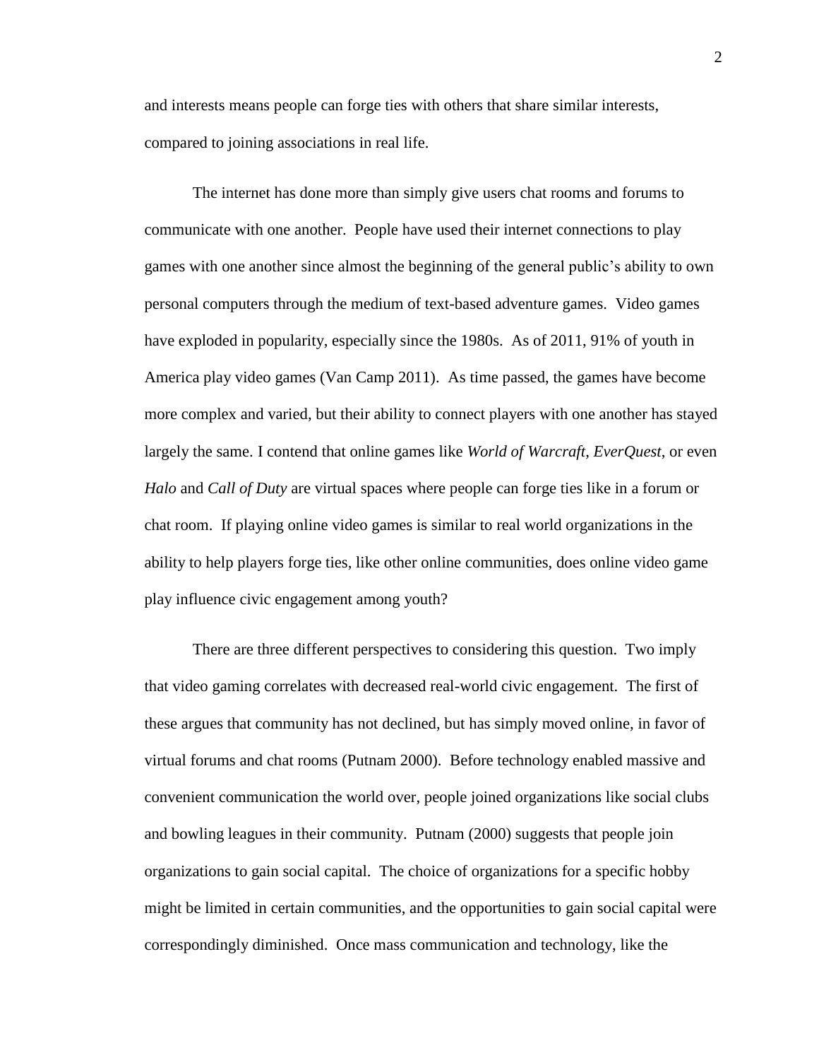and interests means people can forge ties with others that share similar interests, compared to joining associations in real life.

The internet has done more than simply give users chat rooms and forums to communicate with one another. People have used their internet connections to play games with one another since almost the beginning of the general public's ability to own personal computers through the medium of text-based adventure games. Video games have exploded in popularity, especially since the 1980s. As of 2011, 91% of youth in America play video games (Van Camp 2011). As time passed, the games have become more complex and varied, but their ability to connect players with one another has stayed largely the same. I contend that online games like *World of Warcraft*, *EverQuest*, or even *Halo* and *Call of Duty* are virtual spaces where people can forge ties like in a forum or chat room. If playing online video games is similar to real world organizations in the ability to help players forge ties, like other online communities, does online video game play influence civic engagement among youth?

There are three different perspectives to considering this question. Two imply that video gaming correlates with decreased real-world civic engagement. The first of these argues that community has not declined, but has simply moved online, in favor of virtual forums and chat rooms (Putnam 2000). Before technology enabled massive and convenient communication the world over, people joined organizations like social clubs and bowling leagues in their community. Putnam (2000) suggests that people join organizations to gain social capital. The choice of organizations for a specific hobby might be limited in certain communities, and the opportunities to gain social capital were correspondingly diminished. Once mass communication and technology, like the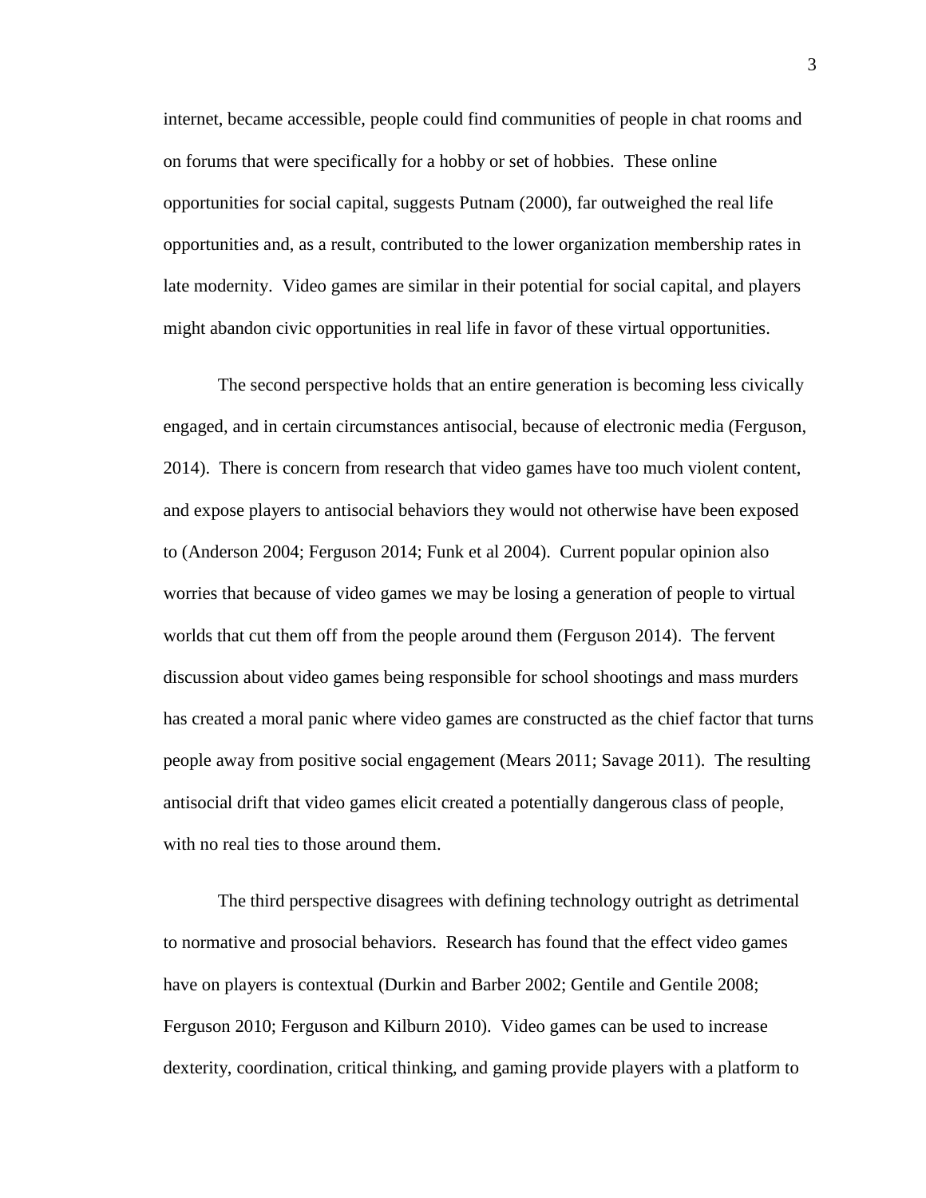internet, became accessible, people could find communities of people in chat rooms and on forums that were specifically for a hobby or set of hobbies. These online opportunities for social capital, suggests Putnam (2000), far outweighed the real life opportunities and, as a result, contributed to the lower organization membership rates in late modernity. Video games are similar in their potential for social capital, and players might abandon civic opportunities in real life in favor of these virtual opportunities.

The second perspective holds that an entire generation is becoming less civically engaged, and in certain circumstances antisocial, because of electronic media (Ferguson, 2014). There is concern from research that video games have too much violent content, and expose players to antisocial behaviors they would not otherwise have been exposed to (Anderson 2004; Ferguson 2014; Funk et al 2004). Current popular opinion also worries that because of video games we may be losing a generation of people to virtual worlds that cut them off from the people around them (Ferguson 2014). The fervent discussion about video games being responsible for school shootings and mass murders has created a moral panic where video games are constructed as the chief factor that turns people away from positive social engagement (Mears 2011; Savage 2011). The resulting antisocial drift that video games elicit created a potentially dangerous class of people, with no real ties to those around them.

The third perspective disagrees with defining technology outright as detrimental to normative and prosocial behaviors. Research has found that the effect video games have on players is contextual (Durkin and Barber 2002; Gentile and Gentile 2008; Ferguson 2010; Ferguson and Kilburn 2010). Video games can be used to increase dexterity, coordination, critical thinking, and gaming provide players with a platform to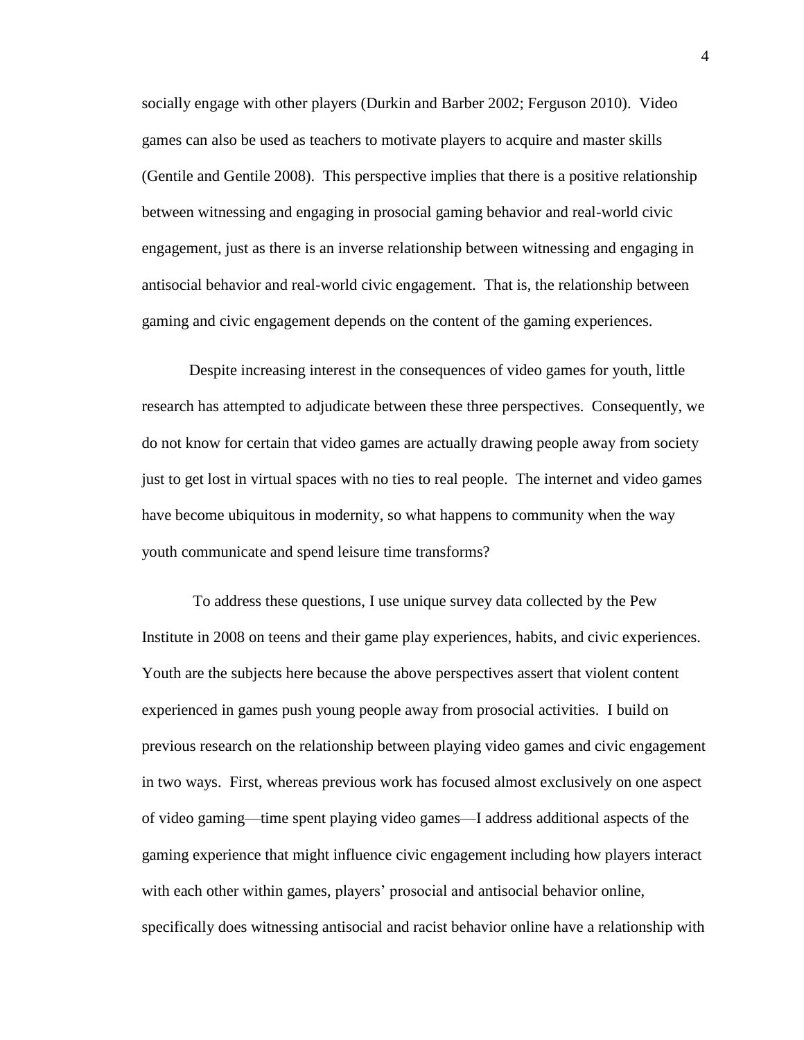socially engage with other players (Durkin and Barber 2002; Ferguson 2010). Video games can also be used as teachers to motivate players to acquire and master skills (Gentile and Gentile 2008). This perspective implies that there is a positive relationship between witnessing and engaging in prosocial gaming behavior and real-world civic engagement, just as there is an inverse relationship between witnessing and engaging in antisocial behavior and real-world civic engagement. That is, the relationship between gaming and civic engagement depends on the content of the gaming experiences.

Despite increasing interest in the consequences of video games for youth, little research has attempted to adjudicate between these three perspectives. Consequently, we do not know for certain that video games are actually drawing people away from society just to get lost in virtual spaces with no ties to real people. The internet and video games have become ubiquitous in modernity, so what happens to community when the way youth communicate and spend leisure time transforms?

To address these questions, I use unique survey data collected by the Pew Institute in 2008 on teens and their game play experiences, habits, and civic experiences. Youth are the subjects here because the above perspectives assert that violent content experienced in games push young people away from prosocial activities. I build on previous research on the relationship between playing video games and civic engagement in two ways. First, whereas previous work has focused almost exclusively on one aspect of video gaming—time spent playing video games—I address additional aspects of the gaming experience that might influence civic engagement including how players interact with each other within games, players' prosocial and antisocial behavior online, specifically does witnessing antisocial and racist behavior online have a relationship with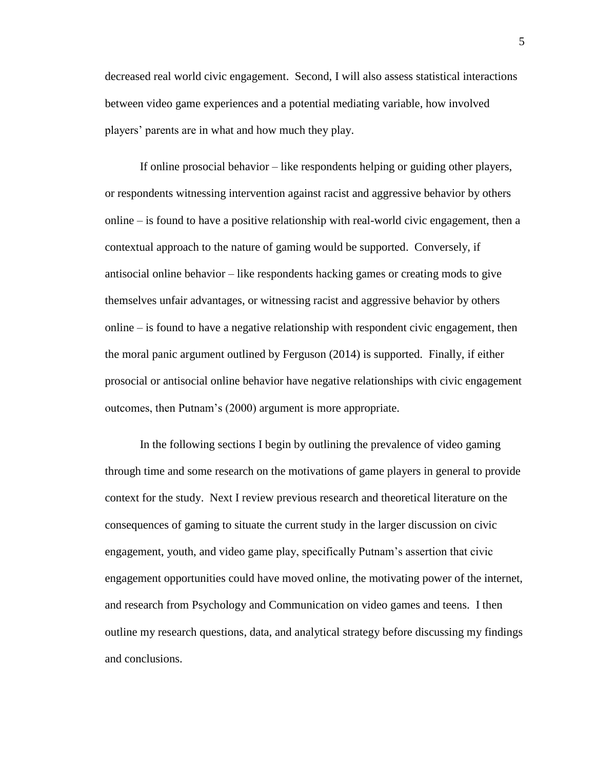decreased real world civic engagement. Second, I will also assess statistical interactions between video game experiences and a potential mediating variable, how involved players' parents are in what and how much they play.

If online prosocial behavior – like respondents helping or guiding other players, or respondents witnessing intervention against racist and aggressive behavior by others online – is found to have a positive relationship with real-world civic engagement, then a contextual approach to the nature of gaming would be supported. Conversely, if antisocial online behavior – like respondents hacking games or creating mods to give themselves unfair advantages, or witnessing racist and aggressive behavior by others online – is found to have a negative relationship with respondent civic engagement, then the moral panic argument outlined by Ferguson (2014) is supported. Finally, if either prosocial or antisocial online behavior have negative relationships with civic engagement outcomes, then Putnam's (2000) argument is more appropriate.

In the following sections I begin by outlining the prevalence of video gaming through time and some research on the motivations of game players in general to provide context for the study. Next I review previous research and theoretical literature on the consequences of gaming to situate the current study in the larger discussion on civic engagement, youth, and video game play, specifically Putnam's assertion that civic engagement opportunities could have moved online, the motivating power of the internet, and research from Psychology and Communication on video games and teens. I then outline my research questions, data, and analytical strategy before discussing my findings and conclusions.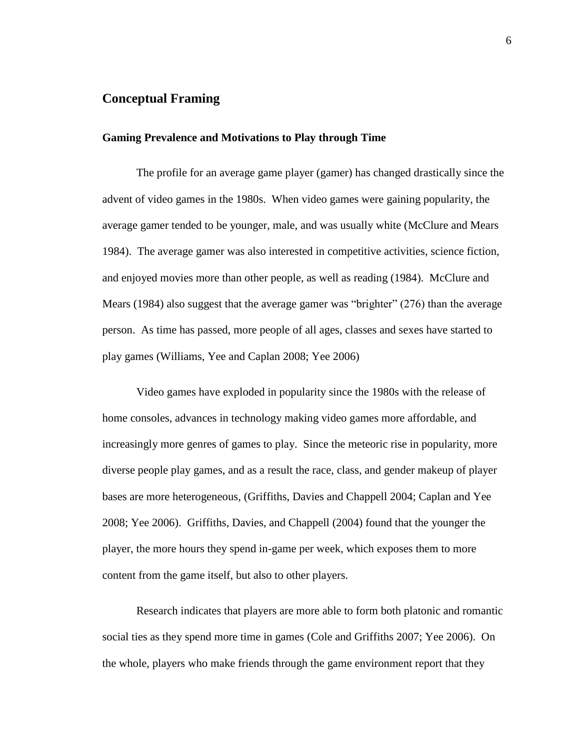## Conceptual Framing

### Gaming Prevalence and Motivations to Play through Time

The profile for an average game player (gamer) has changed drastically since the advent of video games in the 1980s. When video games were gaining popularity, the average gamer tended to be younger, male, and was usually white (McClure and Mears 1984). The average gamer was also interested in competitive activities, science fiction, and enjoyed movies more than other people, as well as reading (1984). McClure and Mears (1984) also suggest that the average gamer was "brighter" (276) than the average person. As time has passed, more people of all ages, classes and sexes have started to play games (Williams, Yee and Caplan 2008; Yee 2006)

Video games have exploded in popularity since the 1980s with the release of home consoles, advances in technology making video games more affordable, and increasingly more genres of games to play. Since the meteoric rise in popularity, more diverse people play games, and as a result the race, class, and gender makeup of player bases are more heterogeneous, (Griffiths, Davies and Chappell 2004; Caplan and Yee 2008; Yee 2006). Griffiths, Davies, and Chappell (2004) found that the younger the player, the more hours they spend in-game per week, which exposes them to more content from the game itself, but also to other players.

Research indicates that players are more able to form both platonic and romantic social ties as they spend more time in games (Cole and Griffiths 2007; Yee 2006). On the whole, players who make friends through the game environment report that they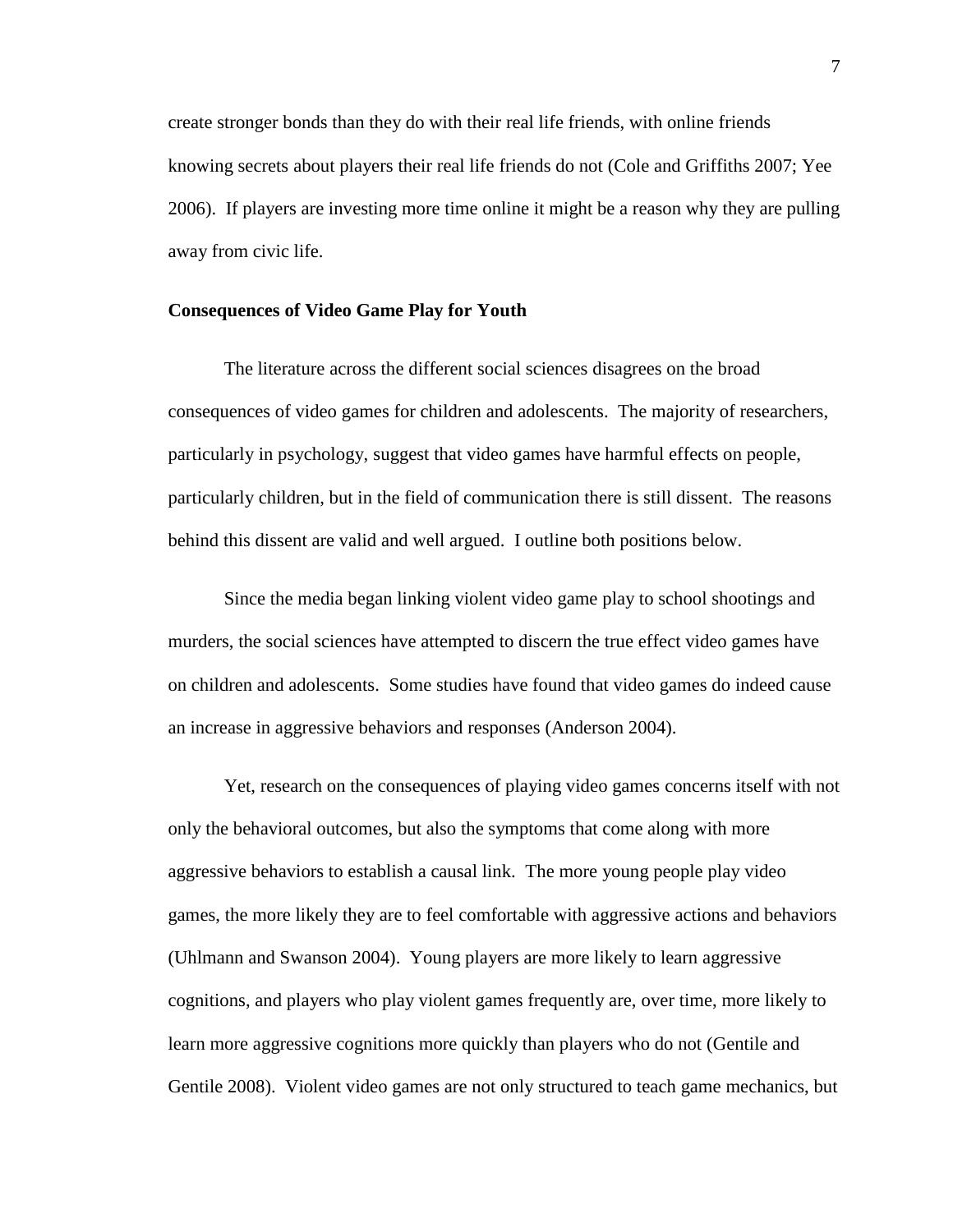create stronger bonds than they do with their real life friends, with online friends knowing secrets about players their real life friends do not (Cole and Griffiths 2007; Yee 2006). If players are investing more time online it might be a reason why they are pulling away from civic life.

**Consequences of Video Game Play for Youth**

The literature across the different social sciences disagrees on the broad consequences of video games for children and adolescents. The majority of researchers, particularly in psychology, suggest that video games have harmful effects on people, particularly children, but in the field of communication there is still dissent. The reasons behind this dissent are valid and well argued. I outline both positions below.

Since the media began linking violent video game play to school shootings and murders, the social sciences have attempted to discern the true effect video games have on children and adolescents. Some studies have found that video games do indeed cause an increase in aggressive behaviors and responses (Anderson 2004).

Yet, research on the consequences of playing video games concerns itself with not only the behavioral outcomes, but also the symptoms that come along with more aggressive behaviors to establish a causal link. The more young people play video games, the more likely they are to feel comfortable with aggressive actions and behaviors (Uhlmann and Swanson 2004). Young players are more likely to learn aggressive cognitions, and players who play violent games frequently are, over time, more likely to learn more aggressive cognitions more quickly than players who do not (Gentile and Gentile 2008). Violent video games are not only structured to teach game mechanics, but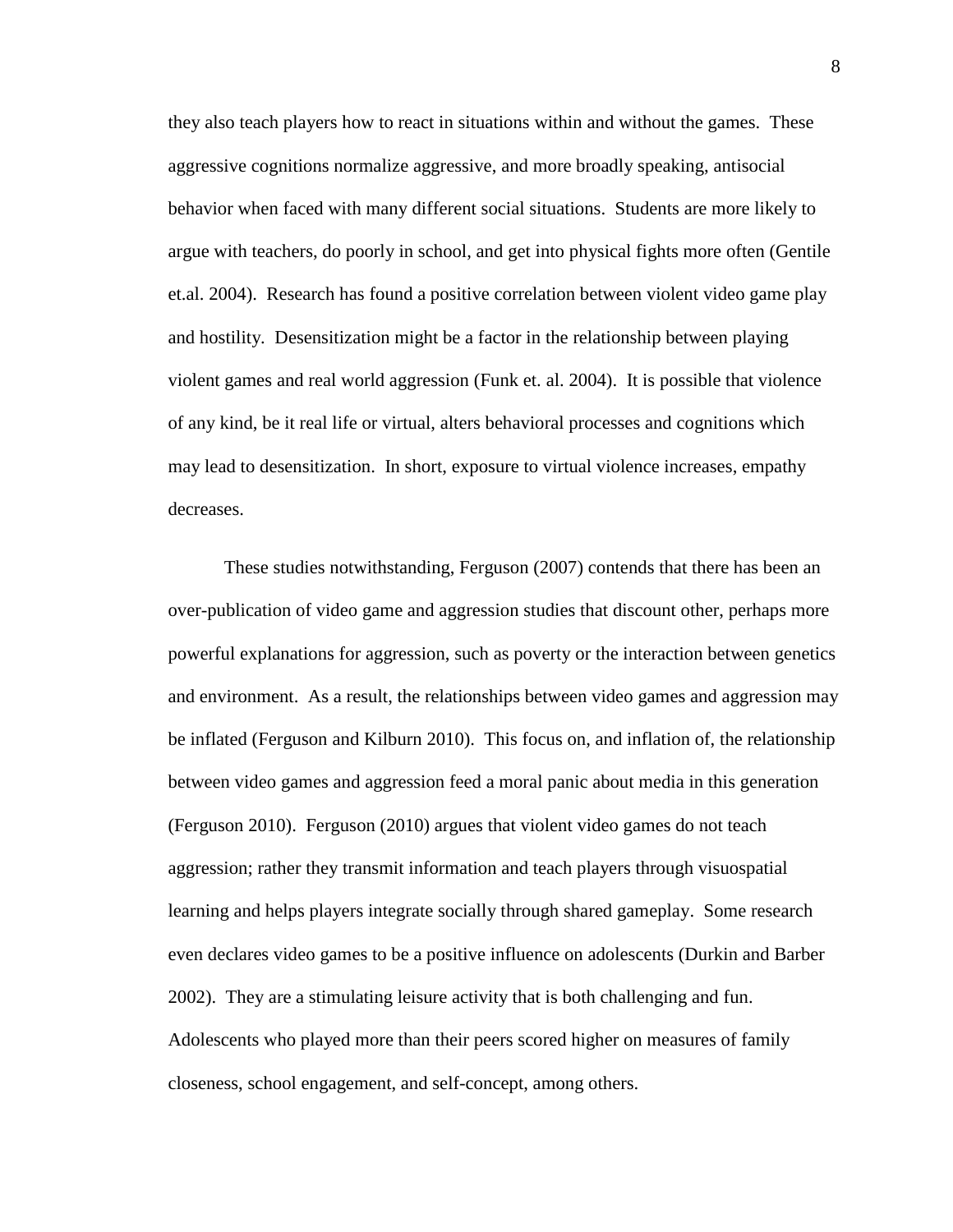they also teach players how to react in situations within and without the games. These aggressive cognitions normalize aggressive, and more broadly speaking, antisocial behavior when faced with many different social situations. Students are more likely to argue with teachers, do poorly in school, and get into physical fights more often (Gentile et.al. 2004). Research has found a positive correlation between violent video game play and hostility. Desensitization might be a factor in the relationship between playing violent games and real world aggression (Funk et. al. 2004). It is possible that violence of any kind, be it real life or virtual, alters behavioral processes and cognitions which may lead to desensitization. In short, exposure to virtual violence increases, empathy decreases.

These studies notwithstanding, Ferguson (2007) contends that there has been an over-publication of video game and aggression studies that discount other, perhaps more powerful explanations for aggression, such as poverty or the interaction between genetics and environment. As a result, the relationships between video games and aggression may be inflated (Ferguson and Kilburn 2010). This focus on, and inflation of, the relationship between video games and aggression feed a moral panic about media in this generation (Ferguson 2010). Ferguson (2010) argues that violent video games do not teach aggression; rather they transmit information and teach players through visuospatial learning and helps players integrate socially through shared gameplay. Some research even declares video games to be a positive influence on adolescents (Durkin and Barber 2002). They are a stimulating leisure activity that is both challenging and fun. Adolescents who played more than their peers scored higher on measures of family closeness, school engagement, and self-concept, among others.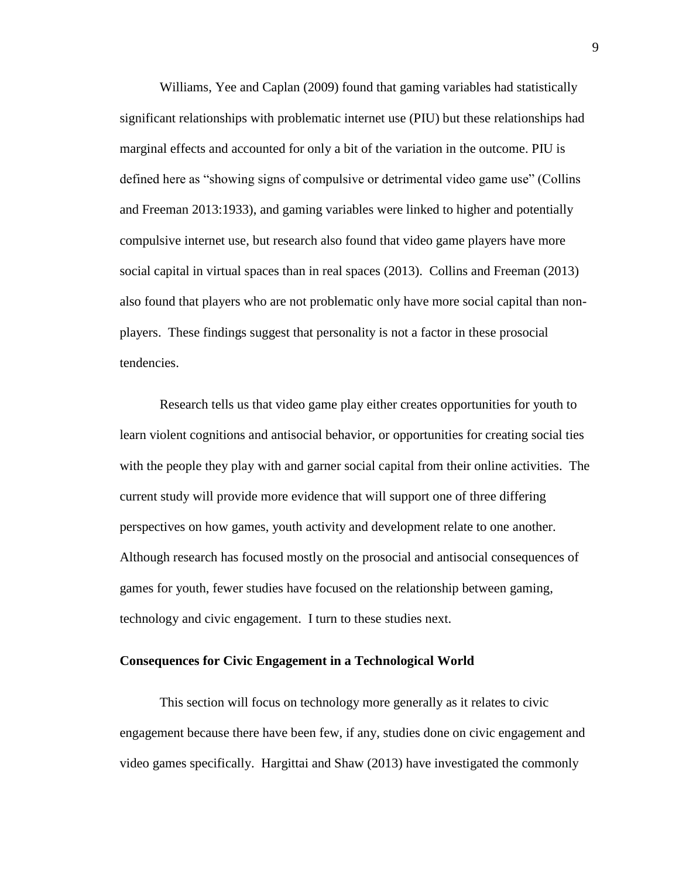Williams, Yee and Caplan (2009) found that gaming variables had statistically significant relationships with problematic internet use (PIU) but these relationships had marginal effects and accounted for only a bit of the variation in the outcome. PIU is defined here as "showing signs of compulsive or detrimental video game use" (Collins and Freeman 2013:1933), and gaming variables were linked to higher and potentially compulsive internet use, but research also found that video game players have more social capital in virtual spaces than in real spaces (2013). Collins and Freeman (2013) also found that players who are not problematic only have more social capital than non-players. These findings suggest that personality is not a factor in these prosocial tendencies.

Research tells us that video game play either creates opportunities for youth to learn violent cognitions and antisocial behavior, or opportunities for creating social ties with the people they play with and garner social capital from their online activities. The current study will provide more evidence that will support one of three differing perspectives on how games, youth activity and development relate to one another. Although research has focused mostly on the prosocial and antisocial consequences of games for youth, fewer studies have focused on the relationship between gaming, technology and civic engagement. I turn to these studies next.

**Consequences for Civic Engagement in a Technological World**

This section will focus on technology more generally as it relates to civic engagement because there have been few, if any, studies done on civic engagement and video games specifically. Hargittai and Shaw (2013) have investigated the commonly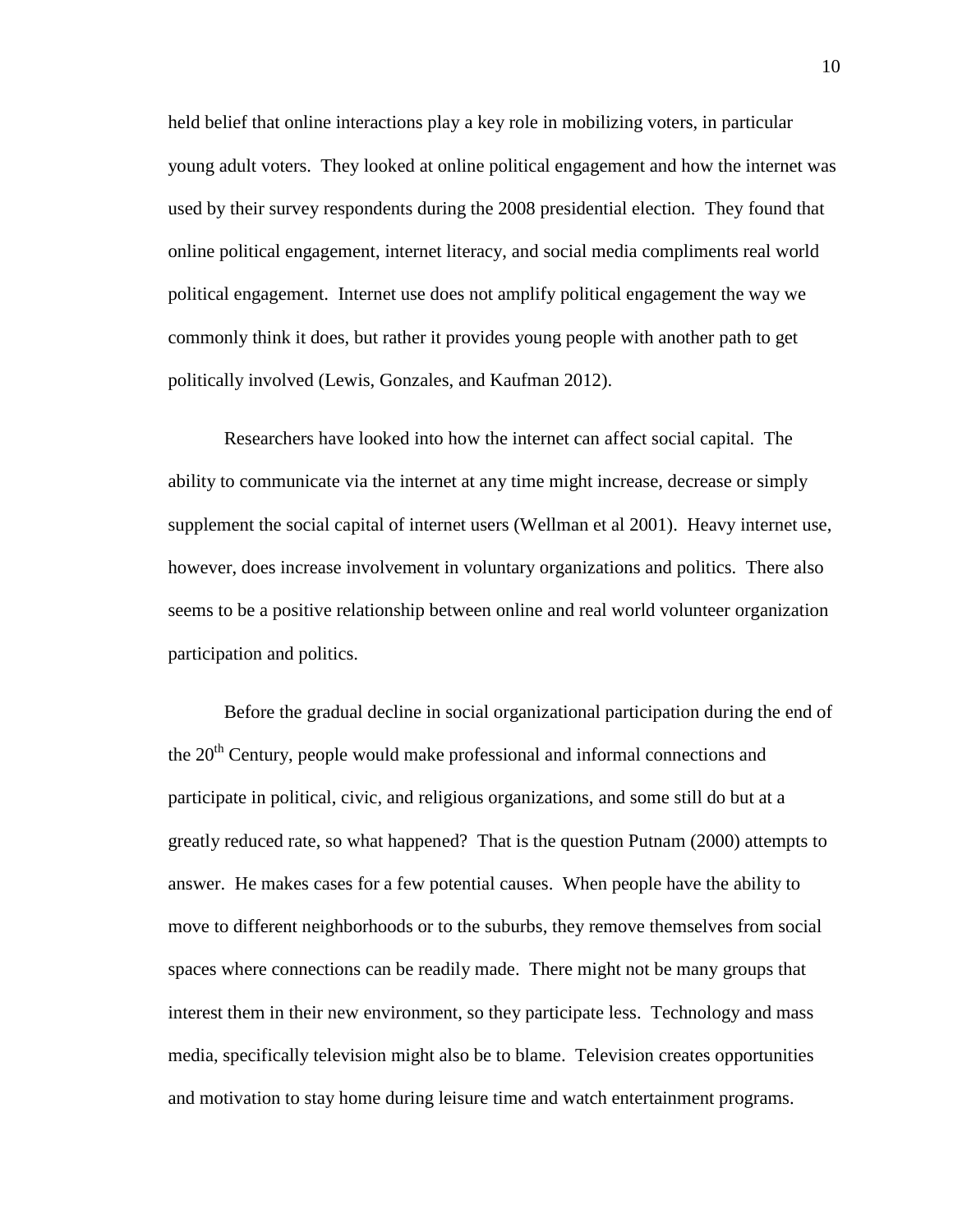held belief that online interactions play a key role in mobilizing voters, in particular young adult voters. They looked at online political engagement and how the internet was used by their survey respondents during the 2008 presidential election. They found that online political engagement, internet literacy, and social media compliments real world political engagement. Internet use does not amplify political engagement the way we commonly think it does, but rather it provides young people with another path to get politically involved (Lewis, Gonzales, and Kaufman 2012).

Researchers have looked into how the internet can affect social capital. The ability to communicate via the internet at any time might increase, decrease or simply supplement the social capital of internet users (Wellman et al 2001). Heavy internet use, however, does increase involvement in voluntary organizations and politics. There also seems to be a positive relationship between online and real world volunteer organization participation and politics.

Before the gradual decline in social organizational participation during the end of the 20th Century, people would make professional and informal connections and participate in political, civic, and religious organizations, and some still do but at a greatly reduced rate, so what happened? That is the question Putnam (2000) attempts to answer. He makes cases for a few potential causes. When people have the ability to move to different neighborhoods or to the suburbs, they remove themselves from social spaces where connections can be readily made. There might not be many groups that interest them in their new environment, so they participate less. Technology and mass media, specifically television might also be to blame. Television creates opportunities and motivation to stay home during leisure time and watch entertainment programs.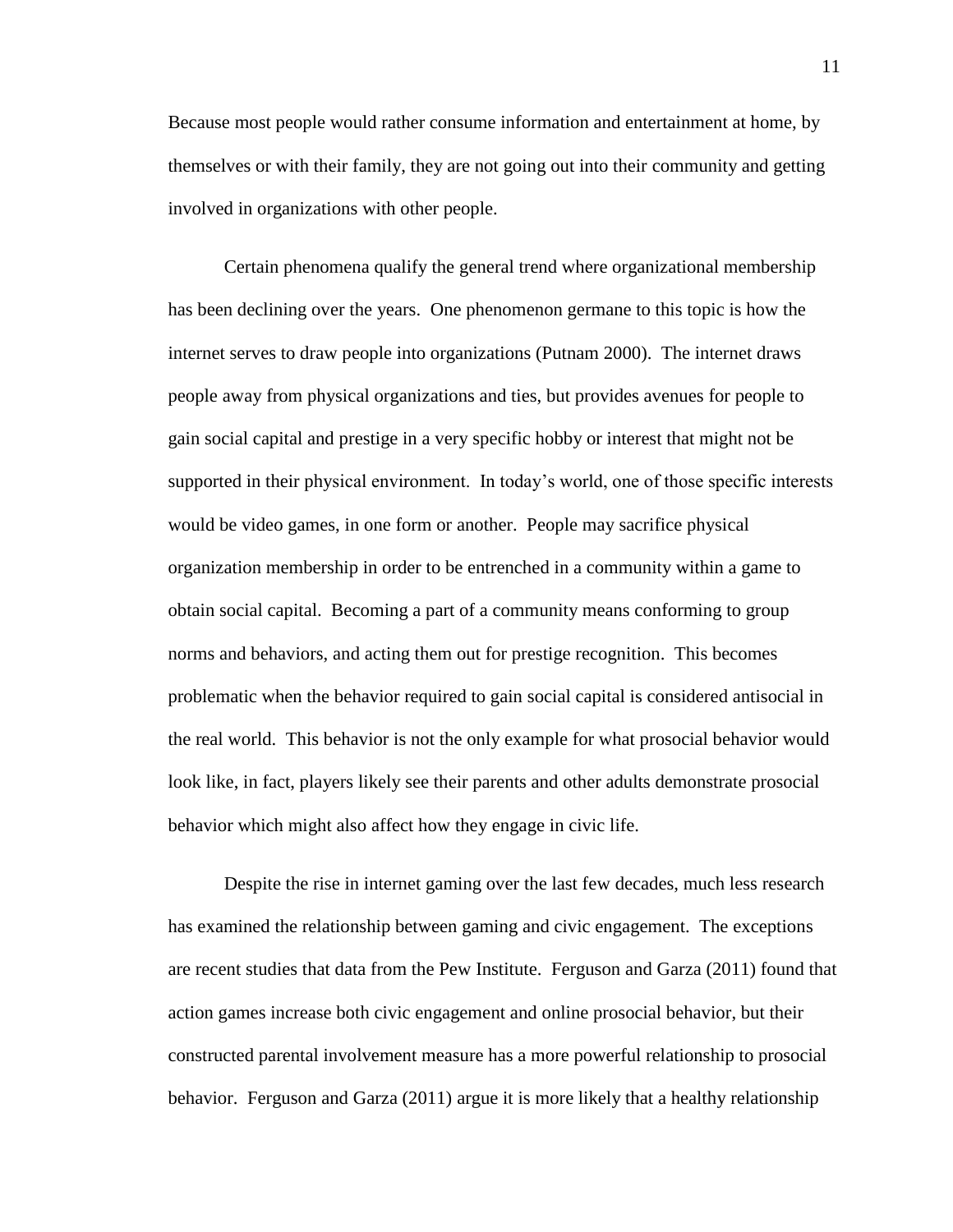Because most people would rather consume information and entertainment at home, by themselves or with their family, they are not going out into their community and getting involved in organizations with other people.

Certain phenomena qualify the general trend where organizational membership has been declining over the years. One phenomenon germane to this topic is how the internet serves to draw people into organizations (Putnam 2000). The internet draws people away from physical organizations and ties, but provides avenues for people to gain social capital and prestige in a very specific hobby or interest that might not be supported in their physical environment. In today's world, one of those specific interests would be video games, in one form or another. People may sacrifice physical organization membership in order to be entrenched in a community within a game to obtain social capital. Becoming a part of a community means conforming to group norms and behaviors, and acting them out for prestige recognition. This becomes problematic when the behavior required to gain social capital is considered antisocial in the real world. This behavior is not the only example for what prosocial behavior would look like, in fact, players likely see their parents and other adults demonstrate prosocial behavior which might also affect how they engage in civic life.

Despite the rise in internet gaming over the last few decades, much less research has examined the relationship between gaming and civic engagement. The exceptions are recent studies that data from the Pew Institute. Ferguson and Garza (2011) found that action games increase both civic engagement and online prosocial behavior, but their constructed parental involvement measure has a more powerful relationship to prosocial behavior. Ferguson and Garza (2011) argue it is more likely that a healthy relationship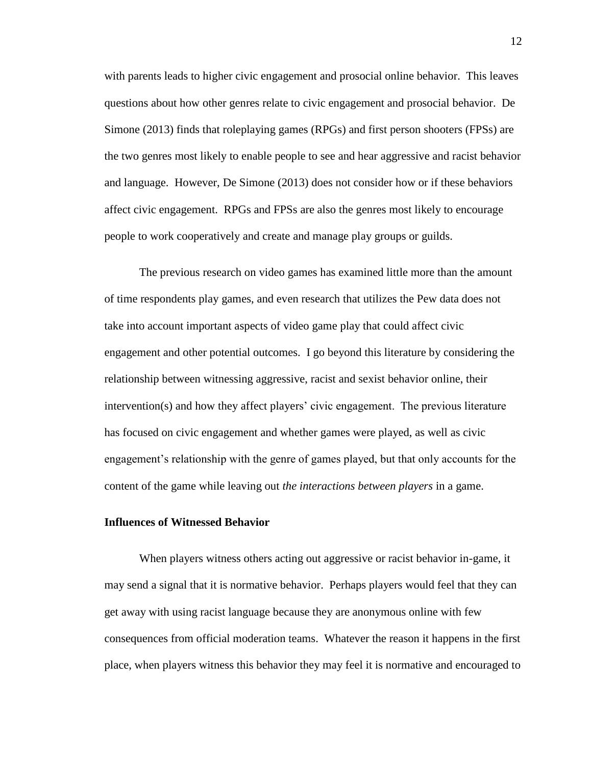with parents leads to higher civic engagement and prosocial online behavior. This leaves questions about how other genres relate to civic engagement and prosocial behavior. De Simone (2013) finds that roleplaying games (RPGs) and first person shooters (FPSs) are the two genres most likely to enable people to see and hear aggressive and racist behavior and language. However, De Simone (2013) does not consider how or if these behaviors affect civic engagement. RPGs and FPSs are also the genres most likely to encourage people to work cooperatively and create and manage play groups or guilds.

The previous research on video games has examined little more than the amount of time respondents play games, and even research that utilizes the Pew data does not take into account important aspects of video game play that could affect civic engagement and other potential outcomes. I go beyond this literature by considering the relationship between witnessing aggressive, racist and sexist behavior online, their intervention(s) and how they affect players' civic engagement. The previous literature has focused on civic engagement and whether games were played, as well as civic engagement's relationship with the genre of games played, but that only accounts for the content of the game while leaving out *the interactions between players* in a game.

**Influences of Witnessed Behavior**

When players witness others acting out aggressive or racist behavior in-game, it may send a signal that it is normative behavior. Perhaps players would feel that they can get away with using racist language because they are anonymous online with few consequences from official moderation teams. Whatever the reason it happens in the first place, when players witness this behavior they may feel it is normative and encouraged to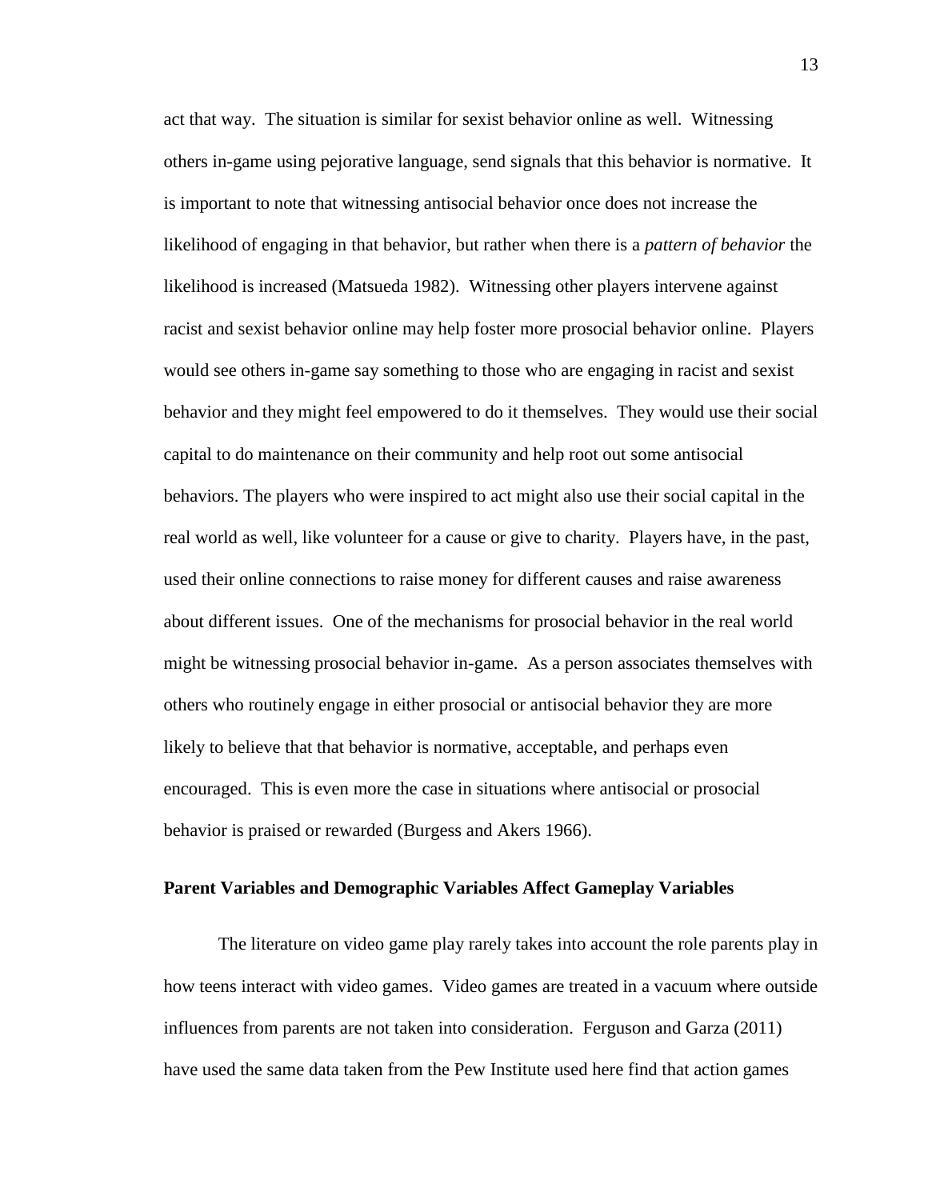act that way. The situation is similar for sexist behavior online as well. Witnessing others in-game using pejorative language, send signals that this behavior is normative. It is important to note that witnessing antisocial behavior once does not increase the likelihood of engaging in that behavior, but rather when there is a *pattern of behavior* the likelihood is increased (Matsueda 1982). Witnessing other players intervene against racist and sexist behavior online may help foster more prosocial behavior online. Players would see others in-game say something to those who are engaging in racist and sexist behavior and they might feel empowered to do it themselves. They would use their social capital to do maintenance on their community and help root out some antisocial behaviors. The players who were inspired to act might also use their social capital in the real world as well, like volunteer for a cause or give to charity. Players have, in the past, used their online connections to raise money for different causes and raise awareness about different issues. One of the mechanisms for prosocial behavior in the real world might be witnessing prosocial behavior in-game. As a person associates themselves with others who routinely engage in either prosocial or antisocial behavior they are more likely to believe that that behavior is normative, acceptable, and perhaps even encouraged. This is even more the case in situations where antisocial or prosocial behavior is praised or rewarded (Burgess and Akers 1966).

### Parent Variables and Demographic Variables Affect Gameplay Variables

The literature on video game play rarely takes into account the role parents play in how teens interact with video games. Video games are treated in a vacuum where outside influences from parents are not taken into consideration. Ferguson and Garza (2011) have used the same data taken from the Pew Institute used here find that action games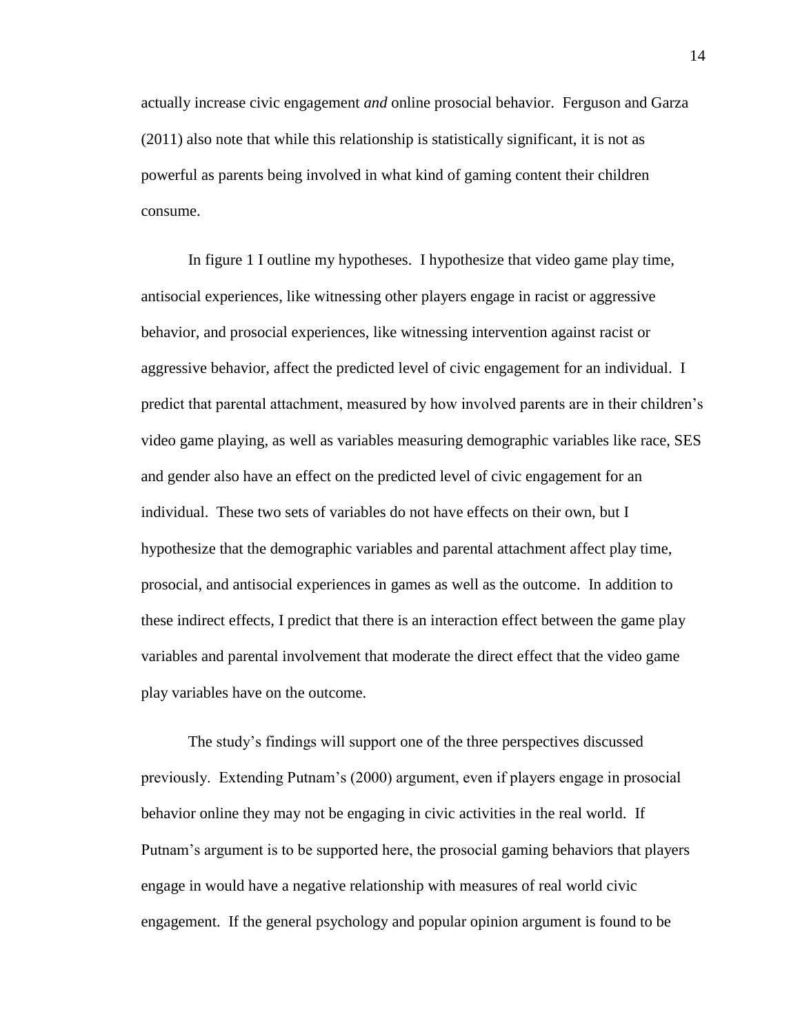actually increase civic engagement *and* online prosocial behavior. Ferguson and Garza (2011) also note that while this relationship is statistically significant, it is not as powerful as parents being involved in what kind of gaming content their children consume.

In figure 1 I outline my hypotheses. I hypothesize that video game play time, antisocial experiences, like witnessing other players engage in racist or aggressive behavior, and prosocial experiences, like witnessing intervention against racist or aggressive behavior, affect the predicted level of civic engagement for an individual. I predict that parental attachment, measured by how involved parents are in their children's video game playing, as well as variables measuring demographic variables like race, SES and gender also have an effect on the predicted level of civic engagement for an individual. These two sets of variables do not have effects on their own, but I hypothesize that the demographic variables and parental attachment affect play time, prosocial, and antisocial experiences in games as well as the outcome. In addition to these indirect effects, I predict that there is an interaction effect between the game play variables and parental involvement that moderate the direct effect that the video game play variables have on the outcome.

The study's findings will support one of the three perspectives discussed previously. Extending Putnam's (2000) argument, even if players engage in prosocial behavior online they may not be engaging in civic activities in the real world. If Putnam's argument is to be supported here, the prosocial gaming behaviors that players engage in would have a negative relationship with measures of real world civic engagement. If the general psychology and popular opinion argument is found to be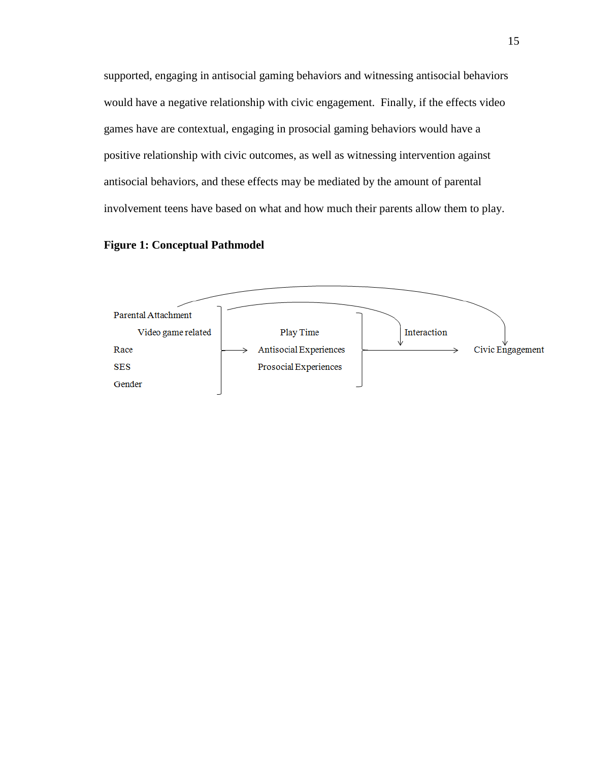supported, engaging in antisocial gaming behaviors and witnessing antisocial behaviors would have a negative relationship with civic engagement. Finally, if the effects video games have are contextual, engaging in prosocial gaming behaviors would have a positive relationship with civic outcomes, as well as witnessing intervention against antisocial behaviors, and these effects may be mediated by the amount of parental involvement teens have based on what and how much their parents allow them to play.

**Figure 1: Conceptual Pathmodel**

Parental Attachment
Video game related
Race
SES
Gender

Play Time
Antisocial Experiences
Prosocial Experiences

Interaction

Civic Engagement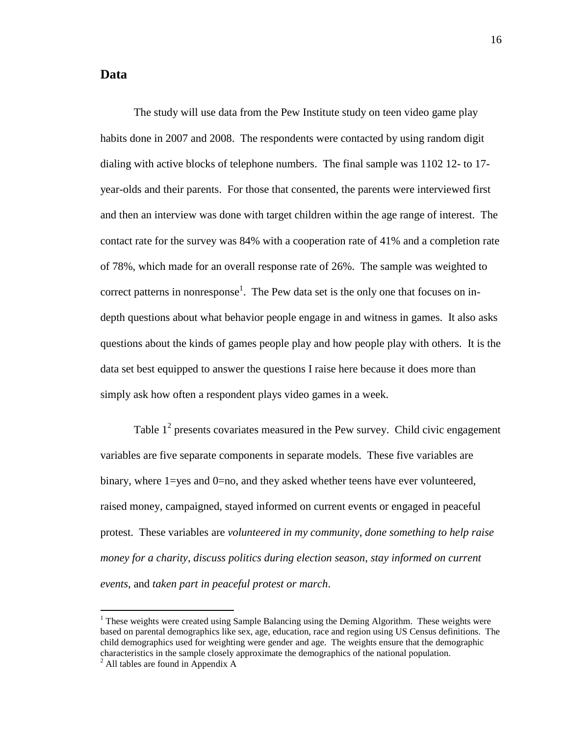## Data

The study will use data from the Pew Institute study on teen video game play habits done in 2007 and 2008. The respondents were contacted by using random digit dialing with active blocks of telephone numbers. The final sample was 1102 12- to 17-year-olds and their parents. For those that consented, the parents were interviewed first and then an interview was done with target children within the age range of interest. The contact rate for the survey was 84% with a cooperation rate of 41% and a completion rate of 78%, which made for an overall response rate of 26%. The sample was weighted to correct patterns in nonresponse[1]. The Pew data set is the only one that focuses on in-depth questions about what behavior people engage in and witness in games. It also asks questions about the kinds of games people play and how people play with others. It is the data set best equipped to answer the questions I raise here because it does more than simply ask how often a respondent plays video games in a week.

Table 1[2] presents covariates measured in the Pew survey. Child civic engagement variables are five separate components in separate models. These five variables are binary, where 1=yes and 0=no, and they asked whether teens have ever volunteered, raised money, campaigned, stayed informed on current events or engaged in peaceful protest. These variables are *volunteered in my community*, *done something to help raise money for a charity*, *discuss politics during election season*, *stay informed on current events*, and *taken part in peaceful protest or march*.

---

[1] These weights were created using Sample Balancing using the Deming Algorithm. These weights were based on parental demographics like sex, age, education, race and region using US Census definitions. The child demographics used for weighting were gender and age. The weights ensure that the demographic characteristics in the sample closely approximate the demographics of the national population.

[2] All tables are found in Appendix A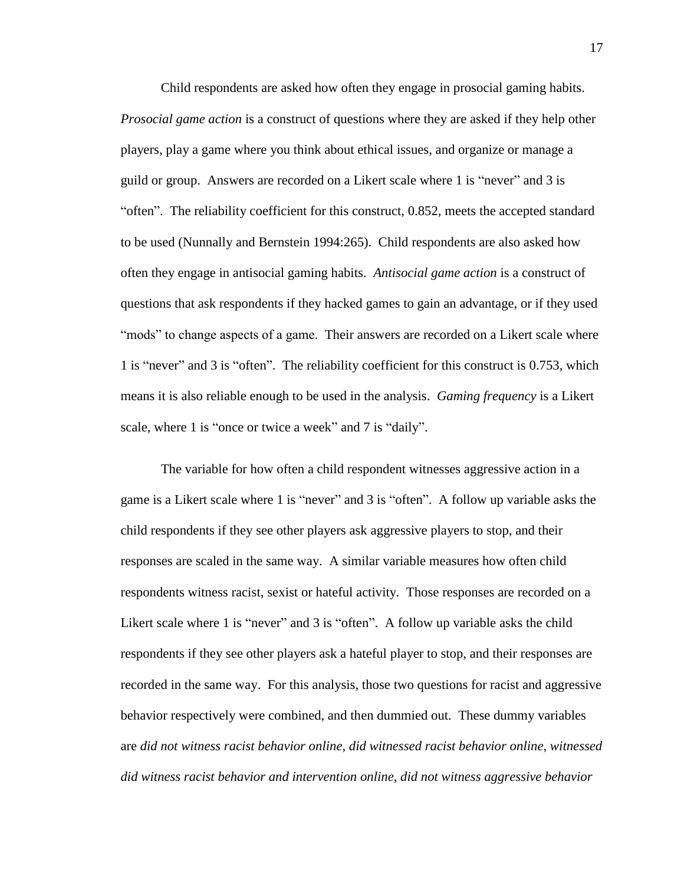Child respondents are asked how often they engage in prosocial gaming habits. *Prosocial game action* is a construct of questions where they are asked if they help other players, play a game where you think about ethical issues, and organize or manage a guild or group. Answers are recorded on a Likert scale where 1 is "never" and 3 is "often". The reliability coefficient for this construct, 0.852, meets the accepted standard to be used (Nunnally and Bernstein 1994:265). Child respondents are also asked how often they engage in antisocial gaming habits. *Antisocial game action* is a construct of questions that ask respondents if they hacked games to gain an advantage, or if they used "mods" to change aspects of a game. Their answers are recorded on a Likert scale where 1 is "never" and 3 is "often". The reliability coefficient for this construct is 0.753, which means it is also reliable enough to be used in the analysis. *Gaming frequency* is a Likert scale, where 1 is "once or twice a week" and 7 is "daily".

The variable for how often a child respondent witnesses aggressive action in a game is a Likert scale where 1 is "never" and 3 is "often". A follow up variable asks the child respondents if they see other players ask aggressive players to stop, and their responses are scaled in the same way. A similar variable measures how often child respondents witness racist, sexist or hateful activity. Those responses are recorded on a Likert scale where 1 is "never" and 3 is "often". A follow up variable asks the child respondents if they see other players ask a hateful player to stop, and their responses are recorded in the same way. For this analysis, those two questions for racist and aggressive behavior respectively were combined, and then dummied out. These dummy variables are *did not witness racist behavior online, did witnessed racist behavior online, witnessed did witness racist behavior and intervention online, did not witness aggressive behavior*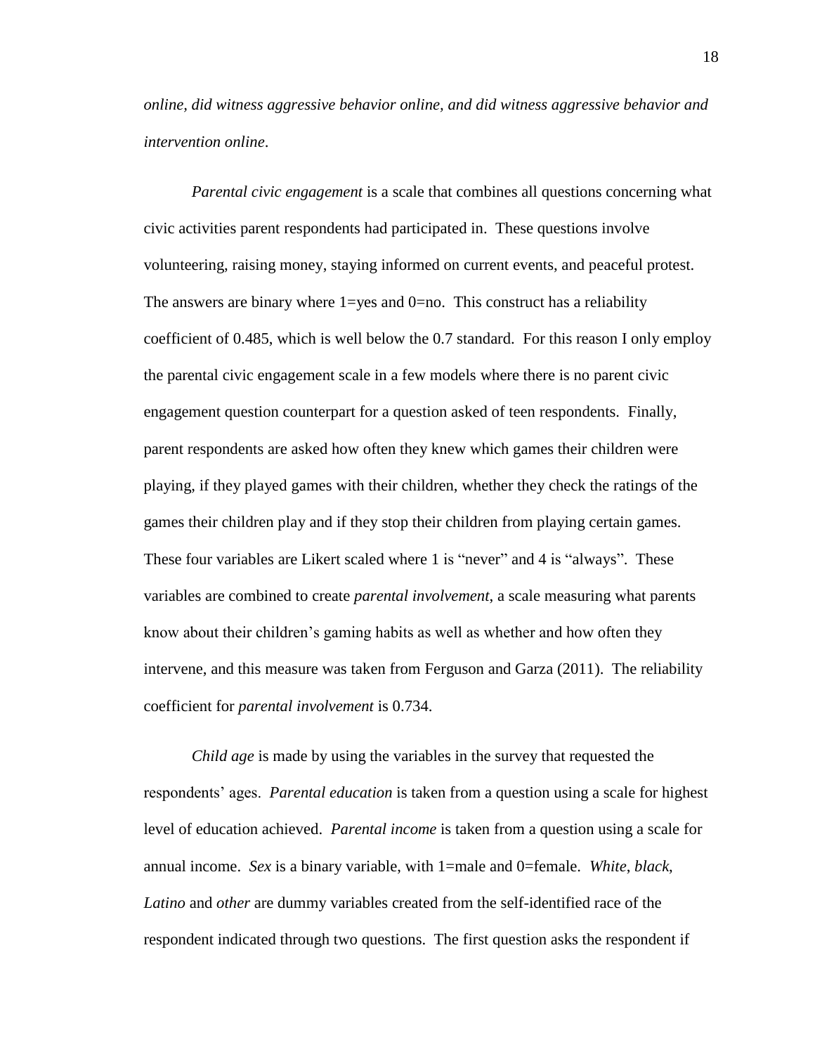*online, did witness aggressive behavior online, and did witness aggressive behavior and intervention online*.

*Parental civic engagement* is a scale that combines all questions concerning what civic activities parent respondents had participated in. These questions involve volunteering, raising money, staying informed on current events, and peaceful protest. The answers are binary where 1=yes and 0=no. This construct has a reliability coefficient of 0.485, which is well below the 0.7 standard. For this reason I only employ the parental civic engagement scale in a few models where there is no parent civic engagement question counterpart for a question asked of teen respondents. Finally, parent respondents are asked how often they knew which games their children were playing, if they played games with their children, whether they check the ratings of the games their children play and if they stop their children from playing certain games. These four variables are Likert scaled where 1 is "never" and 4 is "always". These variables are combined to create *parental involvement*, a scale measuring what parents know about their children's gaming habits as well as whether and how often they intervene, and this measure was taken from Ferguson and Garza (2011). The reliability coefficient for *parental involvement* is 0.734.

*Child age* is made by using the variables in the survey that requested the respondents' ages. *Parental education* is taken from a question using a scale for highest level of education achieved. *Parental income* is taken from a question using a scale for annual income. *Sex* is a binary variable, with 1=male and 0=female. *White*, *black*, *Latino* and *other* are dummy variables created from the self-identified race of the respondent indicated through two questions. The first question asks the respondent if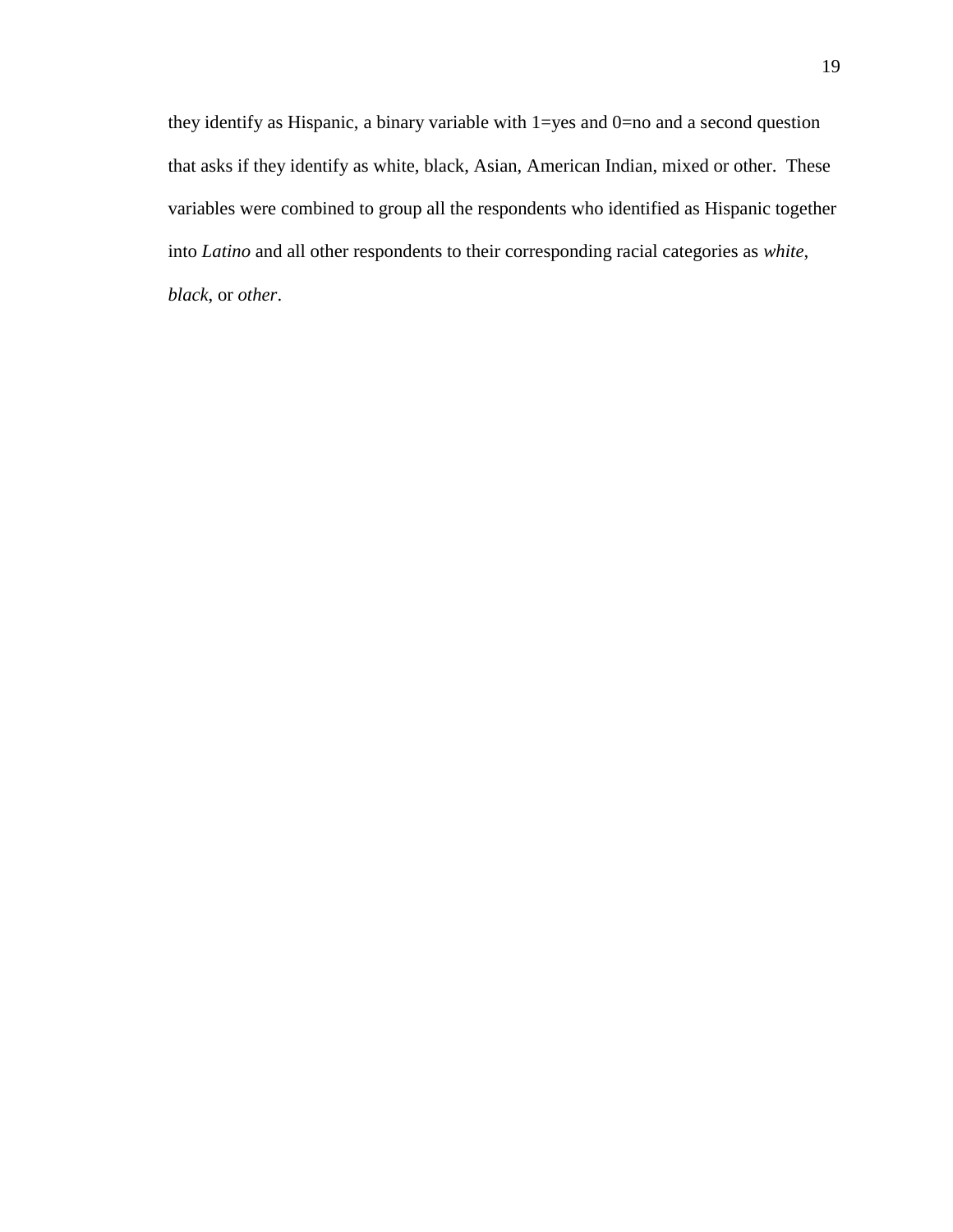they identify as Hispanic, a binary variable with 1=yes and 0=no and a second question that asks if they identify as white, black, Asian, American Indian, mixed or other. These variables were combined to group all the respondents who identified as Hispanic together into *Latino* and all other respondents to their corresponding racial categories as *white*, *black*, or *other*.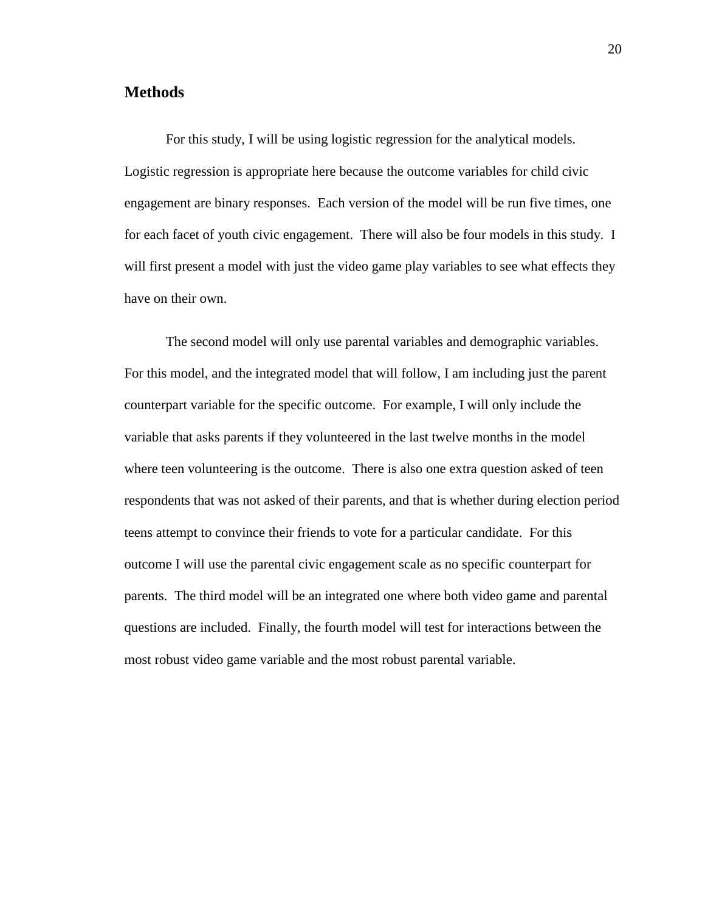## Methods

For this study, I will be using logistic regression for the analytical models. Logistic regression is appropriate here because the outcome variables for child civic engagement are binary responses. Each version of the model will be run five times, one for each facet of youth civic engagement. There will also be four models in this study. I will first present a model with just the video game play variables to see what effects they have on their own.

The second model will only use parental variables and demographic variables. For this model, and the integrated model that will follow, I am including just the parent counterpart variable for the specific outcome. For example, I will only include the variable that asks parents if they volunteered in the last twelve months in the model where teen volunteering is the outcome. There is also one extra question asked of teen respondents that was not asked of their parents, and that is whether during election period teens attempt to convince their friends to vote for a particular candidate. For this outcome I will use the parental civic engagement scale as no specific counterpart for parents. The third model will be an integrated one where both video game and parental questions are included. Finally, the fourth model will test for interactions between the most robust video game variable and the most robust parental variable.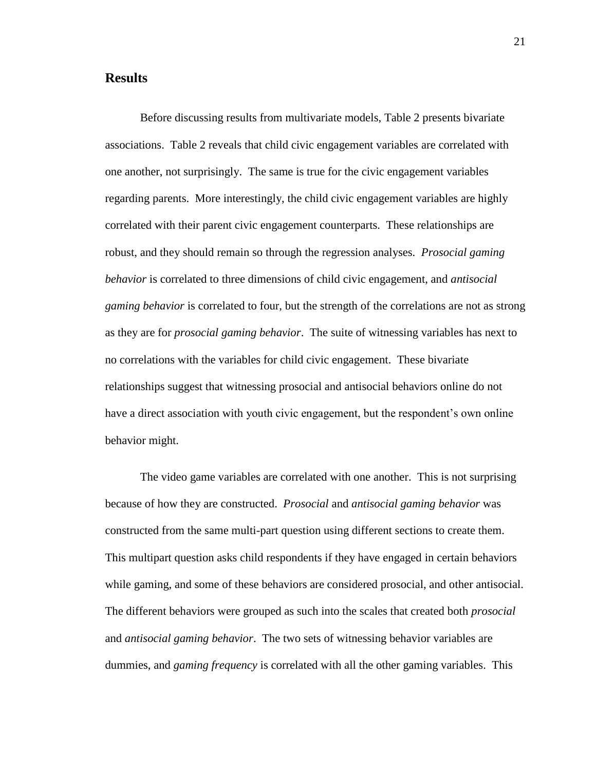## Results

Before discussing results from multivariate models, Table 2 presents bivariate associations. Table 2 reveals that child civic engagement variables are correlated with one another, not surprisingly. The same is true for the civic engagement variables regarding parents. More interestingly, the child civic engagement variables are highly correlated with their parent civic engagement counterparts. These relationships are robust, and they should remain so through the regression analyses. *Prosocial gaming behavior* is correlated to three dimensions of child civic engagement, and *antisocial gaming behavior* is correlated to four, but the strength of the correlations are not as strong as they are for *prosocial gaming behavior*. The suite of witnessing variables has next to no correlations with the variables for child civic engagement. These bivariate relationships suggest that witnessing prosocial and antisocial behaviors online do not have a direct association with youth civic engagement, but the respondent's own online behavior might.

The video game variables are correlated with one another. This is not surprising because of how they are constructed. *Prosocial* and *antisocial gaming behavior* was constructed from the same multi-part question using different sections to create them. This multipart question asks child respondents if they have engaged in certain behaviors while gaming, and some of these behaviors are considered prosocial, and other antisocial. The different behaviors were grouped as such into the scales that created both *prosocial* and *antisocial gaming behavior*. The two sets of witnessing behavior variables are dummies, and *gaming frequency* is correlated with all the other gaming variables. This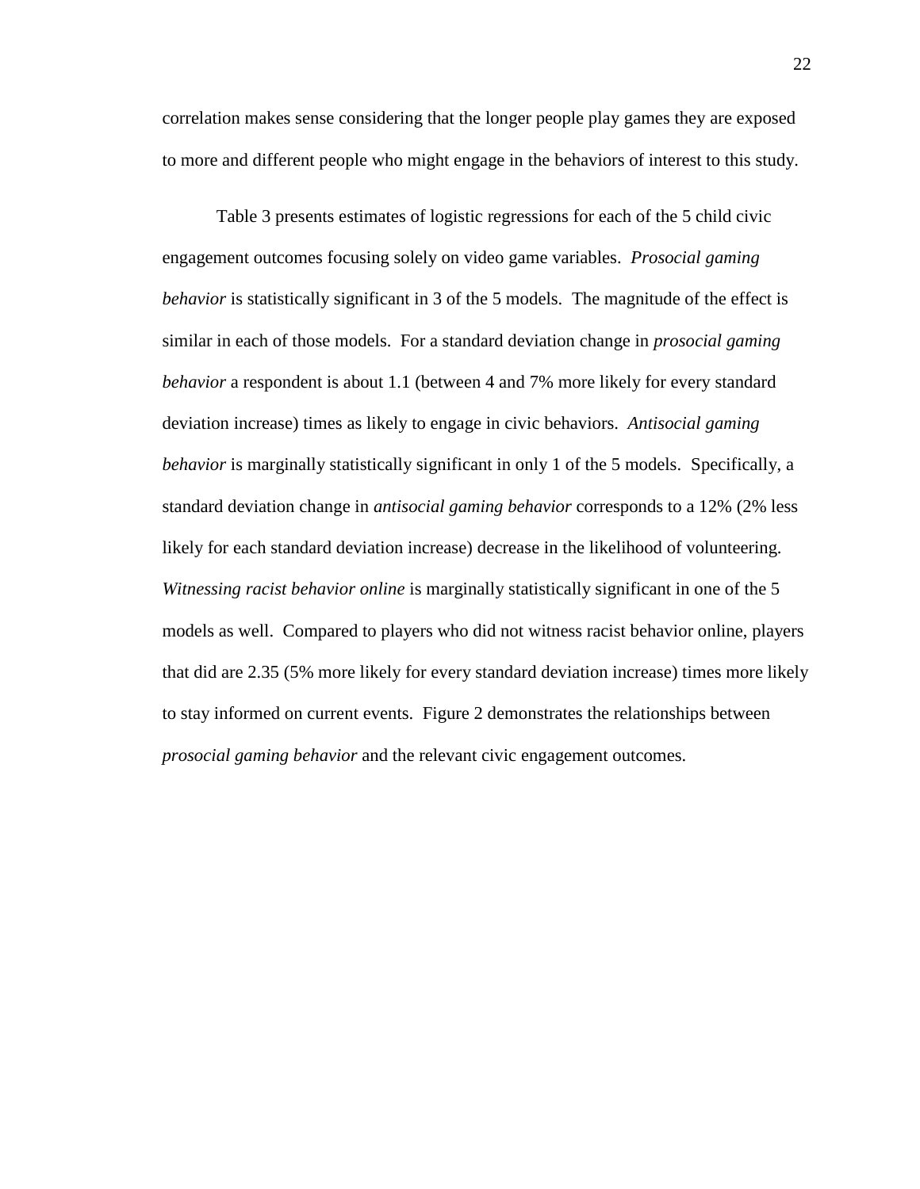correlation makes sense considering that the longer people play games they are exposed to more and different people who might engage in the behaviors of interest to this study.

Table 3 presents estimates of logistic regressions for each of the 5 child civic engagement outcomes focusing solely on video game variables. *Prosocial gaming behavior* is statistically significant in 3 of the 5 models. The magnitude of the effect is similar in each of those models. For a standard deviation change in *prosocial gaming behavior* a respondent is about 1.1 (between 4 and 7% more likely for every standard deviation increase) times as likely to engage in civic behaviors. *Antisocial gaming behavior* is marginally statistically significant in only 1 of the 5 models. Specifically, a standard deviation change in *antisocial gaming behavior* corresponds to a 12% (2% less likely for each standard deviation increase) decrease in the likelihood of volunteering. *Witnessing racist behavior online* is marginally statistically significant in one of the 5 models as well. Compared to players who did not witness racist behavior online, players that did are 2.35 (5% more likely for every standard deviation increase) times more likely to stay informed on current events. Figure 2 demonstrates the relationships between *prosocial gaming behavior* and the relevant civic engagement outcomes.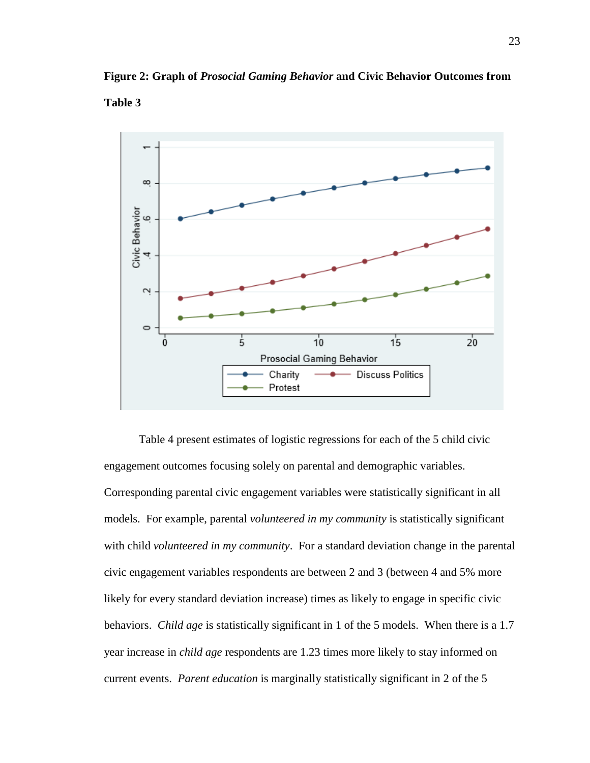**Figure 2: Graph of *Prosocial Gaming Behavior* and Civic Behavior Outcomes from Table 3**

Table 4 present estimates of logistic regressions for each of the 5 child civic engagement outcomes focusing solely on parental and demographic variables. Corresponding parental civic engagement variables were statistically significant in all models. For example, parental *volunteered in my community* is statistically significant with child *volunteered in my community*. For a standard deviation change in the parental civic engagement variables respondents are between 2 and 3 (between 4 and 5% more likely for every standard deviation increase) times as likely to engage in specific civic behaviors. *Child age* is statistically significant in 1 of the 5 models. When there is a 1.7 year increase in *child age* respondents are 1.23 times more likely to stay informed on current events. *Parent education* is marginally statistically significant in 2 of the 5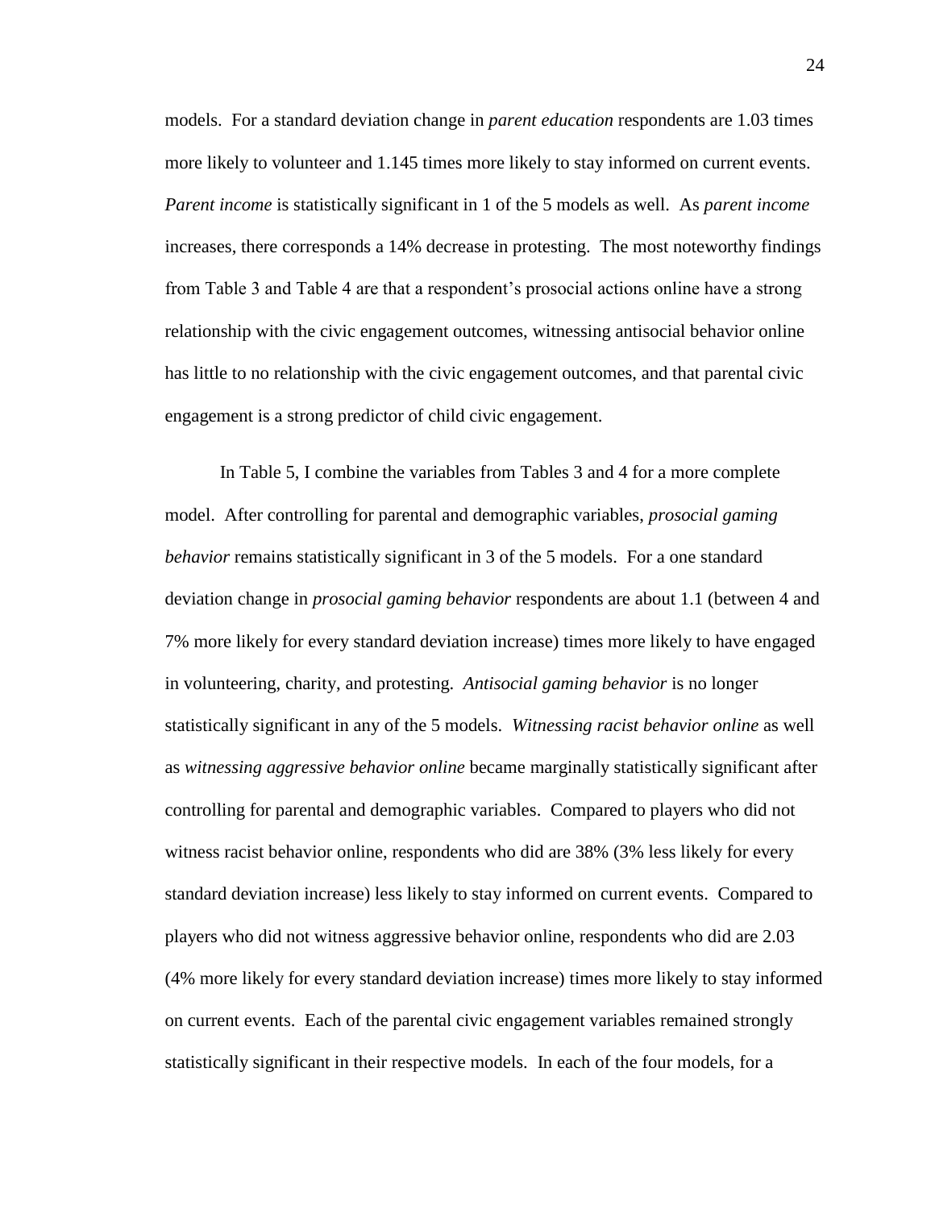models. For a standard deviation change in *parent education* respondents are 1.03 times more likely to volunteer and 1.145 times more likely to stay informed on current events. *Parent income* is statistically significant in 1 of the 5 models as well. As *parent income* increases, there corresponds a 14% decrease in protesting. The most noteworthy findings from Table 3 and Table 4 are that a respondent's prosocial actions online have a strong relationship with the civic engagement outcomes, witnessing antisocial behavior online has little to no relationship with the civic engagement outcomes, and that parental civic engagement is a strong predictor of child civic engagement.

In Table 5, I combine the variables from Tables 3 and 4 for a more complete model. After controlling for parental and demographic variables, *prosocial gaming behavior* remains statistically significant in 3 of the 5 models. For a one standard deviation change in *prosocial gaming behavior* respondents are about 1.1 (between 4 and 7% more likely for every standard deviation increase) times more likely to have engaged in volunteering, charity, and protesting. *Antisocial gaming behavior* is no longer statistically significant in any of the 5 models. *Witnessing racist behavior online* as well as *witnessing aggressive behavior online* became marginally statistically significant after controlling for parental and demographic variables. Compared to players who did not witness racist behavior online, respondents who did are 38% (3% less likely for every standard deviation increase) less likely to stay informed on current events. Compared to players who did not witness aggressive behavior online, respondents who did are 2.03 (4% more likely for every standard deviation increase) times more likely to stay informed on current events. Each of the parental civic engagement variables remained strongly statistically significant in their respective models. In each of the four models, for a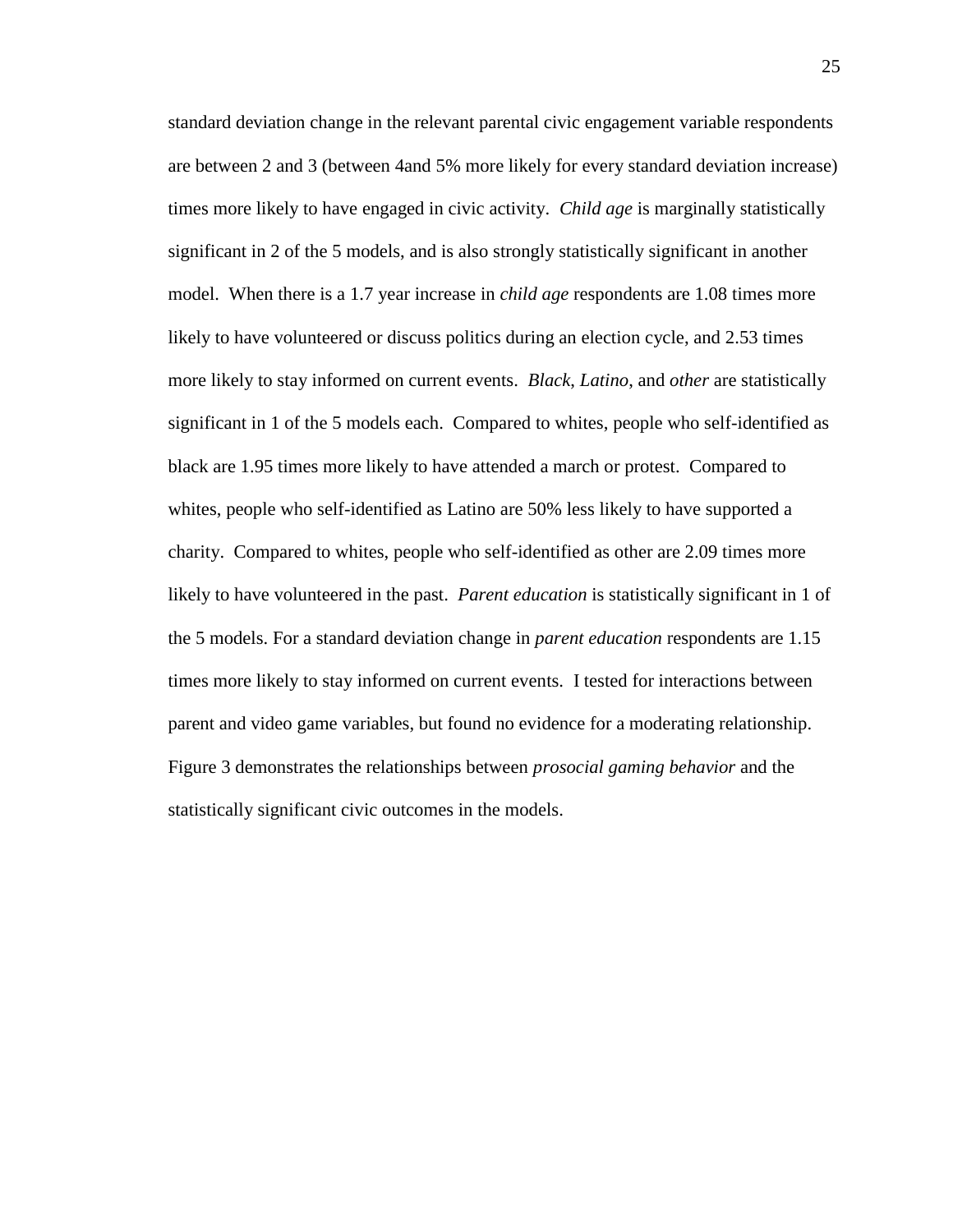standard deviation change in the relevant parental civic engagement variable respondents are between 2 and 3 (between 4and 5% more likely for every standard deviation increase) times more likely to have engaged in civic activity. *Child age* is marginally statistically significant in 2 of the 5 models, and is also strongly statistically significant in another model. When there is a 1.7 year increase in *child age* respondents are 1.08 times more likely to have volunteered or discuss politics during an election cycle, and 2.53 times more likely to stay informed on current events. *Black*, *Latino*, and *other* are statistically significant in 1 of the 5 models each. Compared to whites, people who self-identified as black are 1.95 times more likely to have attended a march or protest. Compared to whites, people who self-identified as Latino are 50% less likely to have supported a charity. Compared to whites, people who self-identified as other are 2.09 times more likely to have volunteered in the past. *Parent education* is statistically significant in 1 of the 5 models. For a standard deviation change in *parent education* respondents are 1.15 times more likely to stay informed on current events. I tested for interactions between parent and video game variables, but found no evidence for a moderating relationship. Figure 3 demonstrates the relationships between *prosocial gaming behavior* and the statistically significant civic outcomes in the models.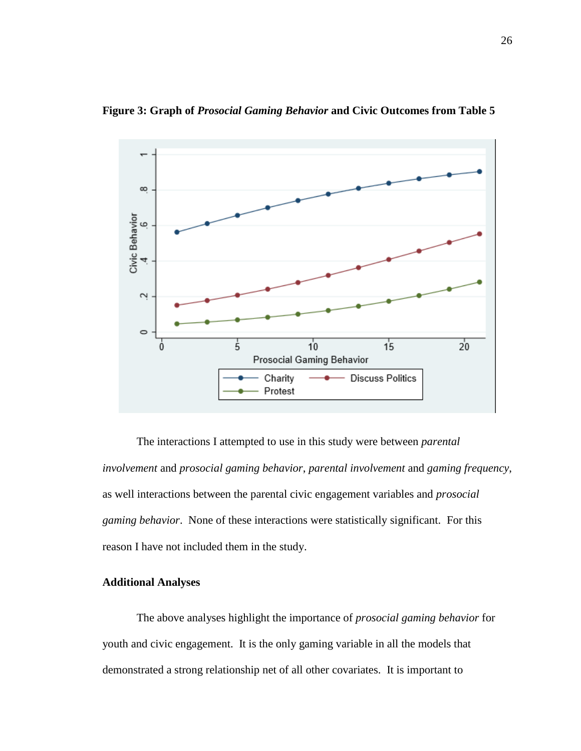**Figure 3: Graph of *Prosocial Gaming Behavior* and Civic Outcomes from Table 5**

The interactions I attempted to use in this study were between *parental involvement* and *prosocial gaming behavior*, *parental involvement* and *gaming frequency*, as well interactions between the parental civic engagement variables and *prosocial gaming behavior*. None of these interactions were statistically significant. For this reason I have not included them in the study.

**Additional Analyses**

The above analyses highlight the importance of *prosocial gaming behavior* for youth and civic engagement. It is the only gaming variable in all the models that demonstrated a strong relationship net of all other covariates. It is important to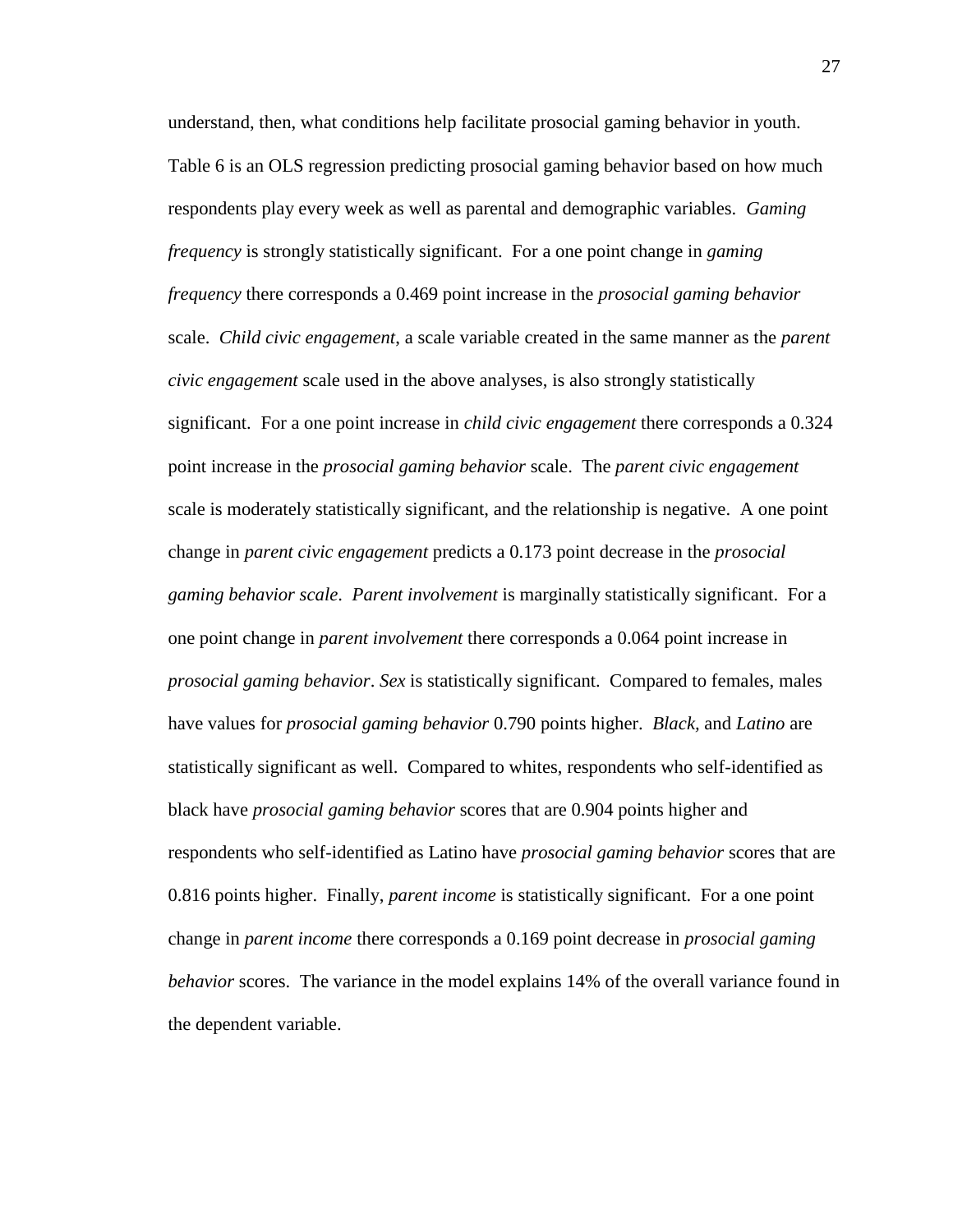understand, then, what conditions help facilitate prosocial gaming behavior in youth. Table 6 is an OLS regression predicting prosocial gaming behavior based on how much respondents play every week as well as parental and demographic variables. *Gaming frequency* is strongly statistically significant. For a one point change in *gaming frequency* there corresponds a 0.469 point increase in the *prosocial gaming behavior* scale. *Child civic engagement*, a scale variable created in the same manner as the *parent civic engagement* scale used in the above analyses, is also strongly statistically significant. For a one point increase in *child civic engagement* there corresponds a 0.324 point increase in the *prosocial gaming behavior* scale. The *parent civic engagement* scale is moderately statistically significant, and the relationship is negative. A one point change in *parent civic engagement* predicts a 0.173 point decrease in the *prosocial gaming behavior scale*. *Parent involvement* is marginally statistically significant. For a one point change in *parent involvement* there corresponds a 0.064 point increase in *prosocial gaming behavior*. *Sex* is statistically significant. Compared to females, males have values for *prosocial gaming behavior* 0.790 points higher. *Black,* and *Latino* are statistically significant as well. Compared to whites, respondents who self-identified as black have *prosocial gaming behavior* scores that are 0.904 points higher and respondents who self-identified as Latino have *prosocial gaming behavior* scores that are 0.816 points higher. Finally, *parent income* is statistically significant. For a one point change in *parent income* there corresponds a 0.169 point decrease in *prosocial gaming behavior* scores. The variance in the model explains 14% of the overall variance found in the dependent variable.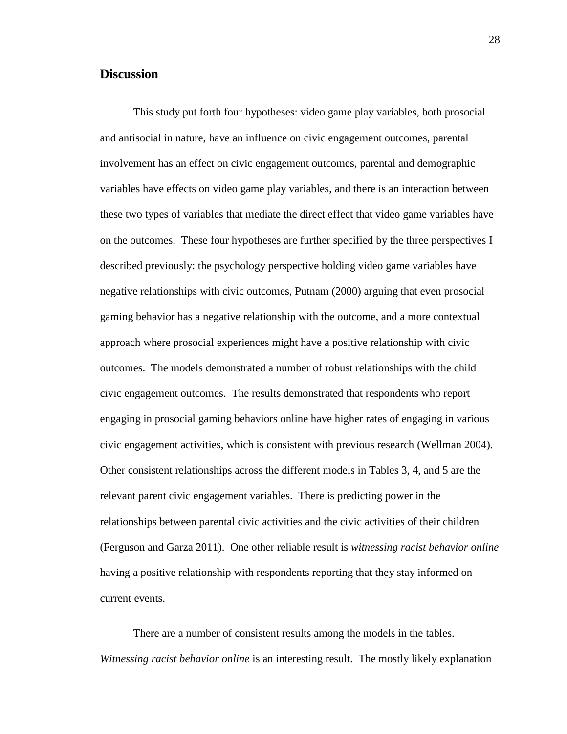## Discussion

This study put forth four hypotheses: video game play variables, both prosocial and antisocial in nature, have an influence on civic engagement outcomes, parental involvement has an effect on civic engagement outcomes, parental and demographic variables have effects on video game play variables, and there is an interaction between these two types of variables that mediate the direct effect that video game variables have on the outcomes. These four hypotheses are further specified by the three perspectives I described previously: the psychology perspective holding video game variables have negative relationships with civic outcomes, Putnam (2000) arguing that even prosocial gaming behavior has a negative relationship with the outcome, and a more contextual approach where prosocial experiences might have a positive relationship with civic outcomes. The models demonstrated a number of robust relationships with the child civic engagement outcomes. The results demonstrated that respondents who report engaging in prosocial gaming behaviors online have higher rates of engaging in various civic engagement activities, which is consistent with previous research (Wellman 2004). Other consistent relationships across the different models in Tables 3, 4, and 5 are the relevant parent civic engagement variables. There is predicting power in the relationships between parental civic activities and the civic activities of their children (Ferguson and Garza 2011). One other reliable result is *witnessing racist behavior online* having a positive relationship with respondents reporting that they stay informed on current events.

There are a number of consistent results among the models in the tables. *Witnessing racist behavior online* is an interesting result. The mostly likely explanation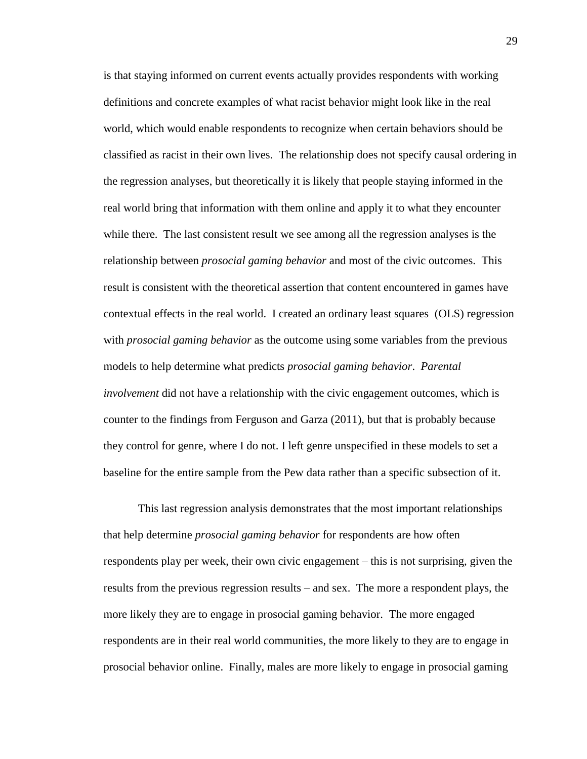is that staying informed on current events actually provides respondents with working definitions and concrete examples of what racist behavior might look like in the real world, which would enable respondents to recognize when certain behaviors should be classified as racist in their own lives. The relationship does not specify causal ordering in the regression analyses, but theoretically it is likely that people staying informed in the real world bring that information with them online and apply it to what they encounter while there. The last consistent result we see among all the regression analyses is the relationship between *prosocial gaming behavior* and most of the civic outcomes. This result is consistent with the theoretical assertion that content encountered in games have contextual effects in the real world. I created an ordinary least squares (OLS) regression with *prosocial gaming behavior* as the outcome using some variables from the previous models to help determine what predicts *prosocial gaming behavior*. *Parental involvement* did not have a relationship with the civic engagement outcomes, which is counter to the findings from Ferguson and Garza (2011), but that is probably because they control for genre, where I do not. I left genre unspecified in these models to set a baseline for the entire sample from the Pew data rather than a specific subsection of it.

This last regression analysis demonstrates that the most important relationships that help determine *prosocial gaming behavior* for respondents are how often respondents play per week, their own civic engagement – this is not surprising, given the results from the previous regression results – and sex. The more a respondent plays, the more likely they are to engage in prosocial gaming behavior. The more engaged respondents are in their real world communities, the more likely to they are to engage in prosocial behavior online. Finally, males are more likely to engage in prosocial gaming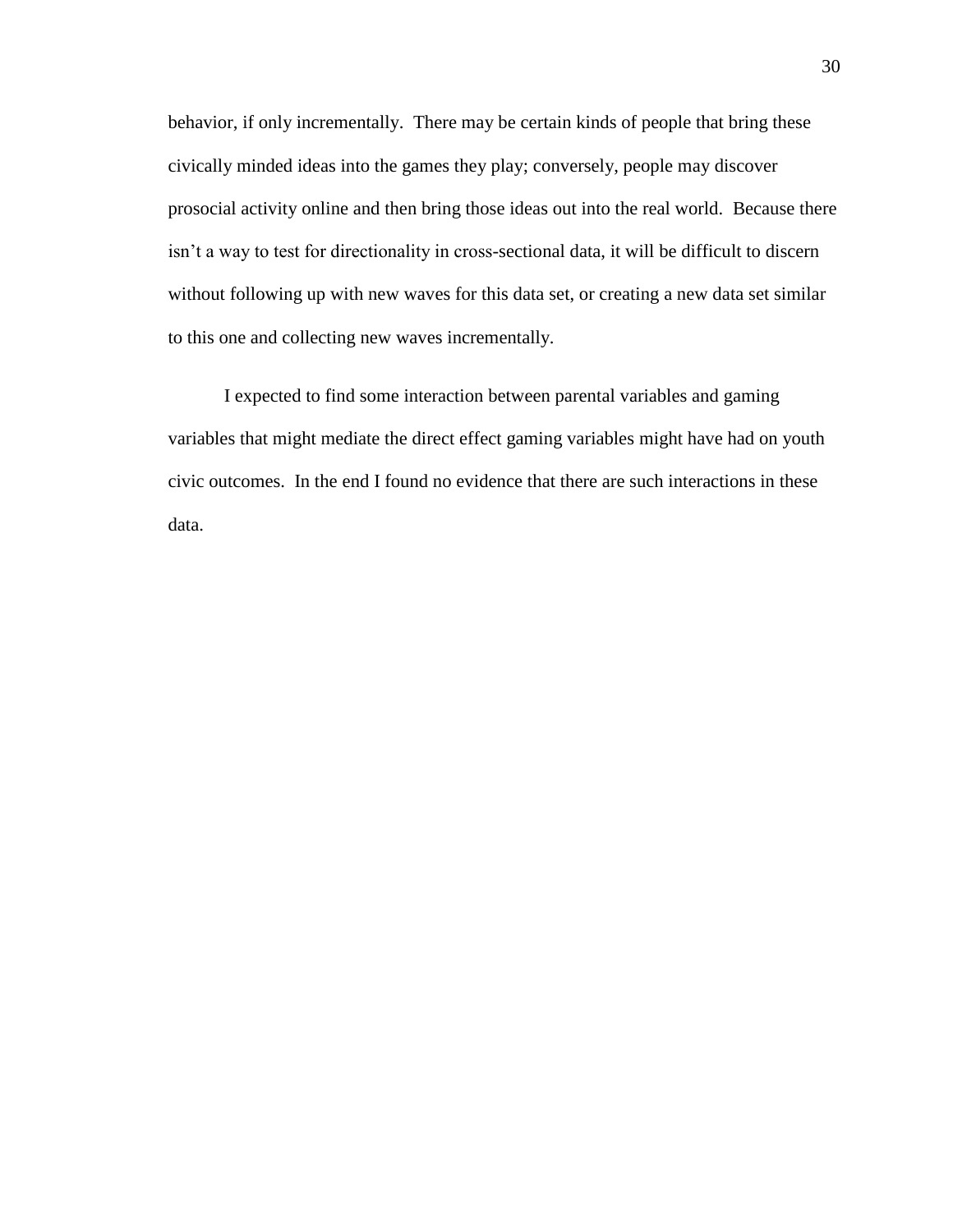behavior, if only incrementally. There may be certain kinds of people that bring these civically minded ideas into the games they play; conversely, people may discover prosocial activity online and then bring those ideas out into the real world. Because there isn't a way to test for directionality in cross-sectional data, it will be difficult to discern without following up with new waves for this data set, or creating a new data set similar to this one and collecting new waves incrementally.

I expected to find some interaction between parental variables and gaming variables that might mediate the direct effect gaming variables might have had on youth civic outcomes. In the end I found no evidence that there are such interactions in these data.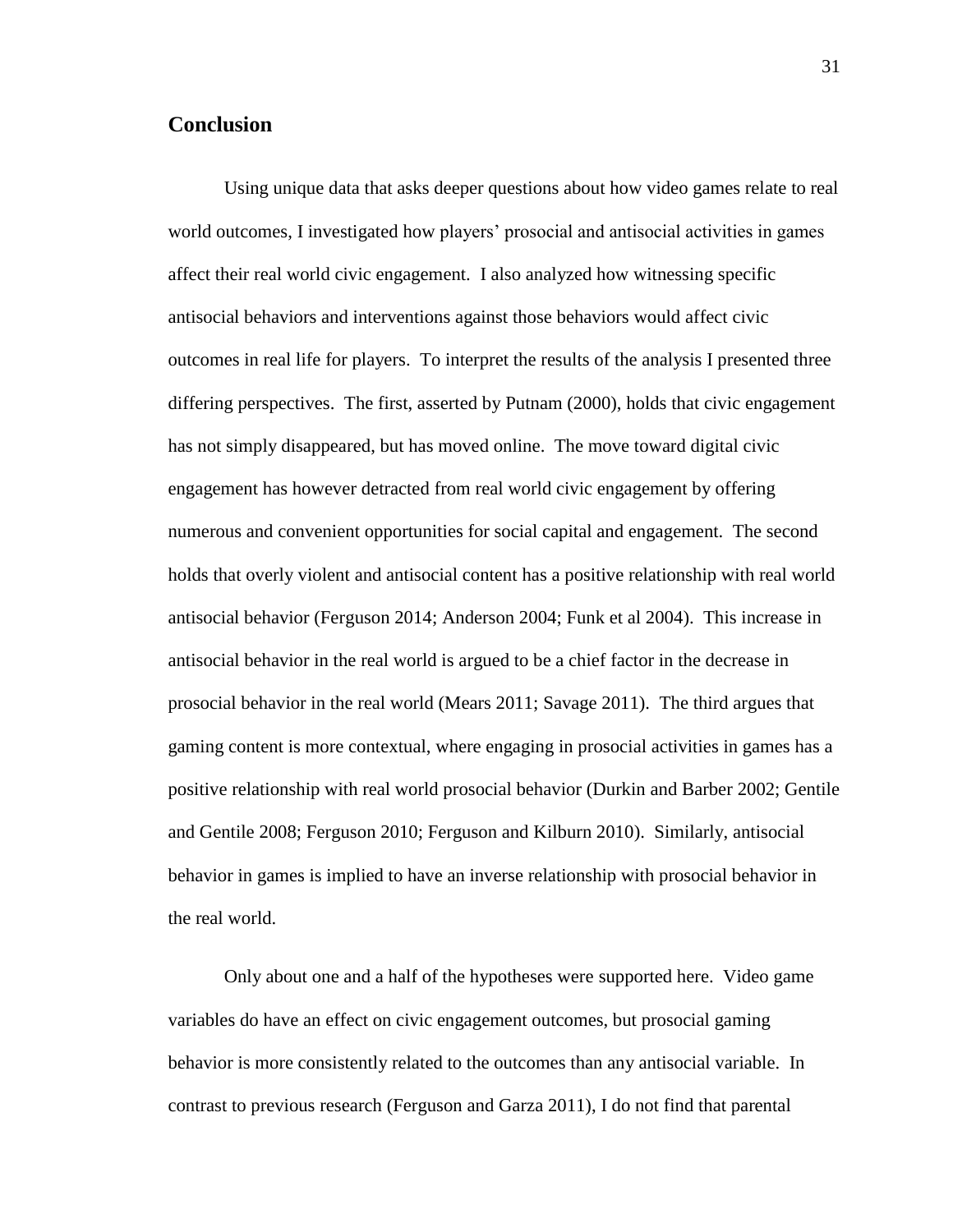## Conclusion

Using unique data that asks deeper questions about how video games relate to real world outcomes, I investigated how players' prosocial and antisocial activities in games affect their real world civic engagement. I also analyzed how witnessing specific antisocial behaviors and interventions against those behaviors would affect civic outcomes in real life for players. To interpret the results of the analysis I presented three differing perspectives. The first, asserted by Putnam (2000), holds that civic engagement has not simply disappeared, but has moved online. The move toward digital civic engagement has however detracted from real world civic engagement by offering numerous and convenient opportunities for social capital and engagement. The second holds that overly violent and antisocial content has a positive relationship with real world antisocial behavior (Ferguson 2014; Anderson 2004; Funk et al 2004). This increase in antisocial behavior in the real world is argued to be a chief factor in the decrease in prosocial behavior in the real world (Mears 2011; Savage 2011). The third argues that gaming content is more contextual, where engaging in prosocial activities in games has a positive relationship with real world prosocial behavior (Durkin and Barber 2002; Gentile and Gentile 2008; Ferguson 2010; Ferguson and Kilburn 2010). Similarly, antisocial behavior in games is implied to have an inverse relationship with prosocial behavior in the real world.

Only about one and a half of the hypotheses were supported here. Video game variables do have an effect on civic engagement outcomes, but prosocial gaming behavior is more consistently related to the outcomes than any antisocial variable. In contrast to previous research (Ferguson and Garza 2011), I do not find that parental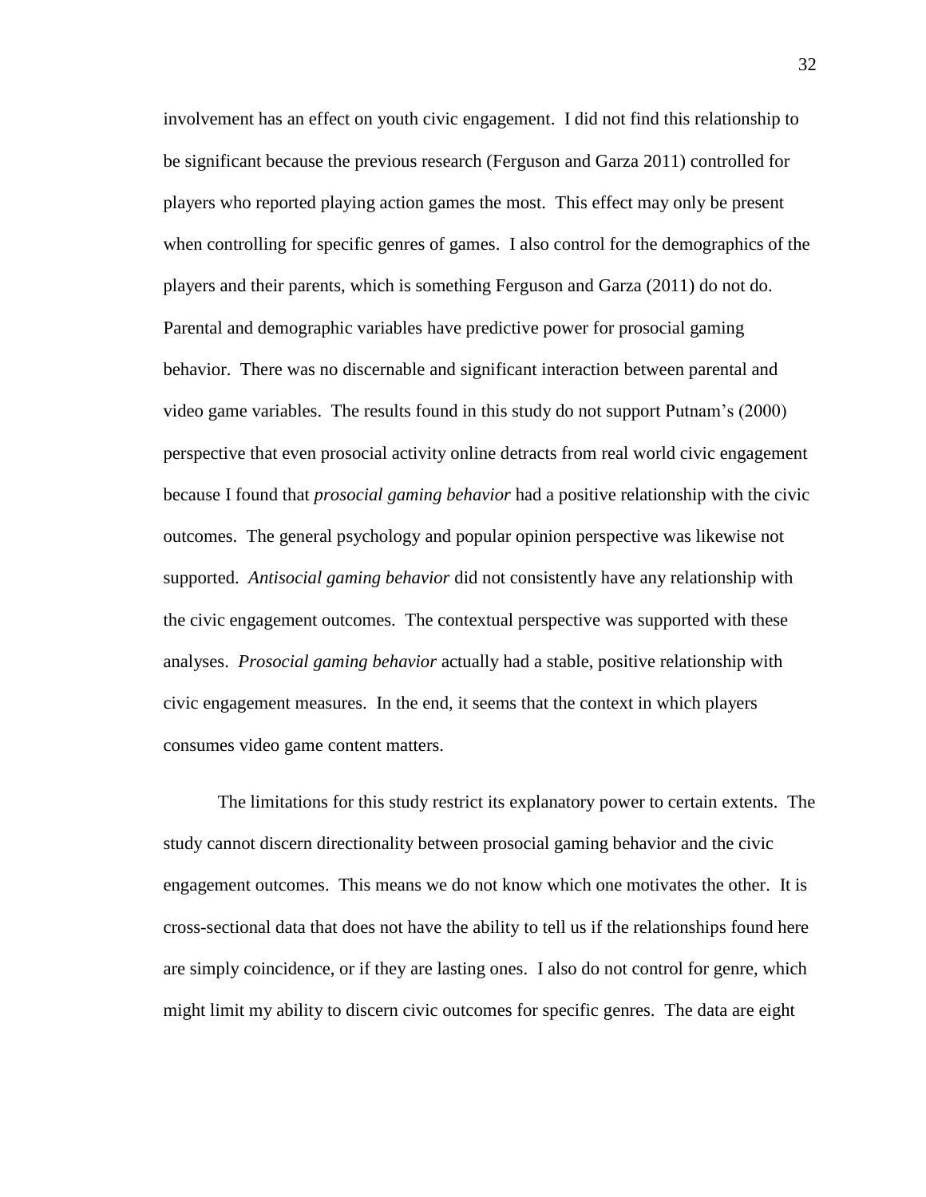involvement has an effect on youth civic engagement. I did not find this relationship to be significant because the previous research (Ferguson and Garza 2011) controlled for players who reported playing action games the most. This effect may only be present when controlling for specific genres of games. I also control for the demographics of the players and their parents, which is something Ferguson and Garza (2011) do not do. Parental and demographic variables have predictive power for prosocial gaming behavior. There was no discernable and significant interaction between parental and video game variables. The results found in this study do not support Putnam's (2000) perspective that even prosocial activity online detracts from real world civic engagement because I found that *prosocial gaming behavior* had a positive relationship with the civic outcomes. The general psychology and popular opinion perspective was likewise not supported. *Antisocial gaming behavior* did not consistently have any relationship with the civic engagement outcomes. The contextual perspective was supported with these analyses. *Prosocial gaming behavior* actually had a stable, positive relationship with civic engagement measures. In the end, it seems that the context in which players consumes video game content matters.

The limitations for this study restrict its explanatory power to certain extents. The study cannot discern directionality between prosocial gaming behavior and the civic engagement outcomes. This means we do not know which one motivates the other. It is cross-sectional data that does not have the ability to tell us if the relationships found here are simply coincidence, or if they are lasting ones. I also do not control for genre, which might limit my ability to discern civic outcomes for specific genres. The data are eight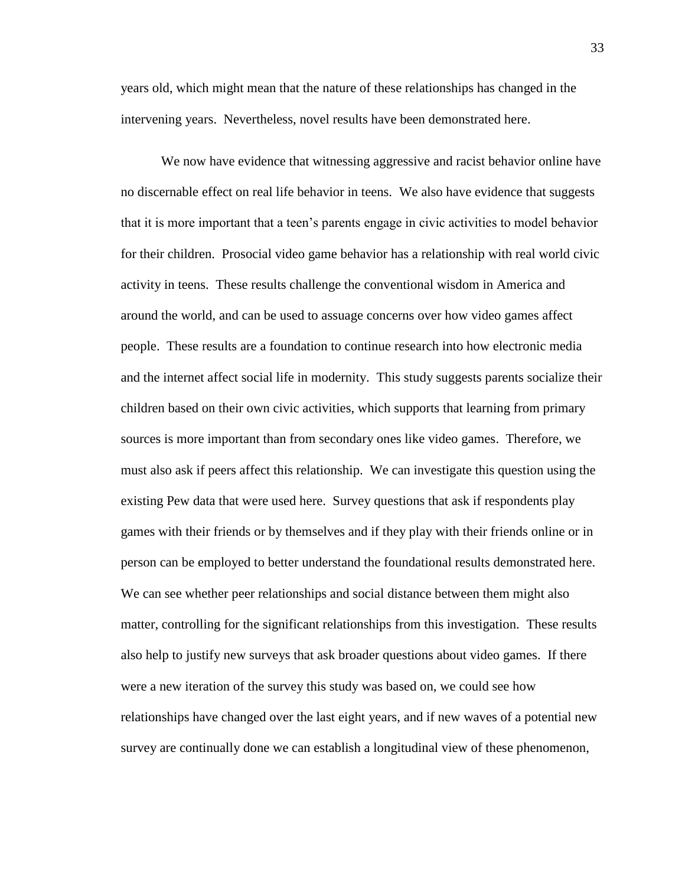years old, which might mean that the nature of these relationships has changed in the intervening years. Nevertheless, novel results have been demonstrated here.

We now have evidence that witnessing aggressive and racist behavior online have no discernable effect on real life behavior in teens. We also have evidence that suggests that it is more important that a teen's parents engage in civic activities to model behavior for their children. Prosocial video game behavior has a relationship with real world civic activity in teens. These results challenge the conventional wisdom in America and around the world, and can be used to assuage concerns over how video games affect people. These results are a foundation to continue research into how electronic media and the internet affect social life in modernity. This study suggests parents socialize their children based on their own civic activities, which supports that learning from primary sources is more important than from secondary ones like video games. Therefore, we must also ask if peers affect this relationship. We can investigate this question using the existing Pew data that were used here. Survey questions that ask if respondents play games with their friends or by themselves and if they play with their friends online or in person can be employed to better understand the foundational results demonstrated here. We can see whether peer relationships and social distance between them might also matter, controlling for the significant relationships from this investigation. These results also help to justify new surveys that ask broader questions about video games. If there were a new iteration of the survey this study was based on, we could see how relationships have changed over the last eight years, and if new waves of a potential new survey are continually done we can establish a longitudinal view of these phenomenon,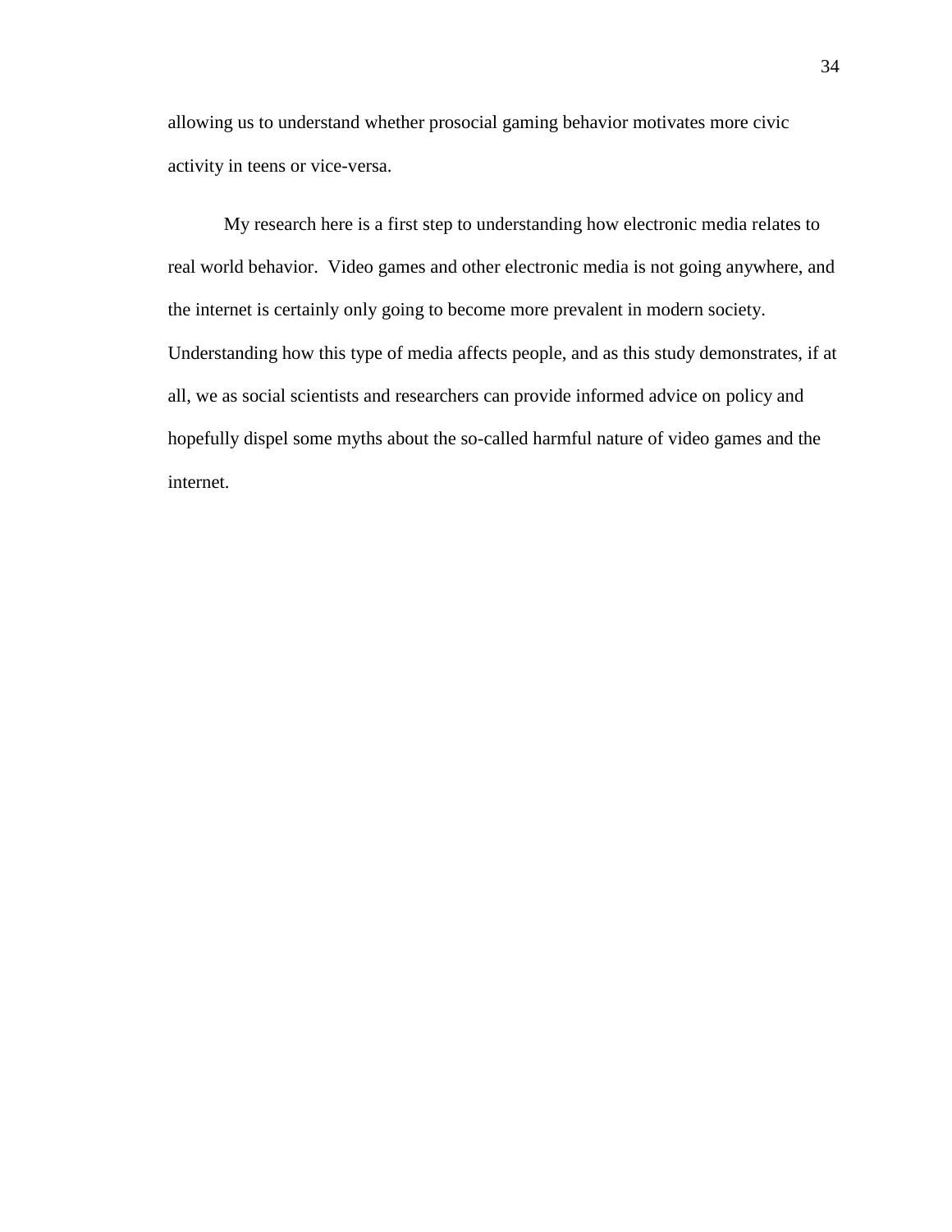allowing us to understand whether prosocial gaming behavior motivates more civic activity in teens or vice-versa.

My research here is a first step to understanding how electronic media relates to real world behavior.  Video games and other electronic media is not going anywhere, and the internet is certainly only going to become more prevalent in modern society. Understanding how this type of media affects people, and as this study demonstrates, if at all, we as social scientists and researchers can provide informed advice on policy and hopefully dispel some myths about the so-called harmful nature of video games and the internet.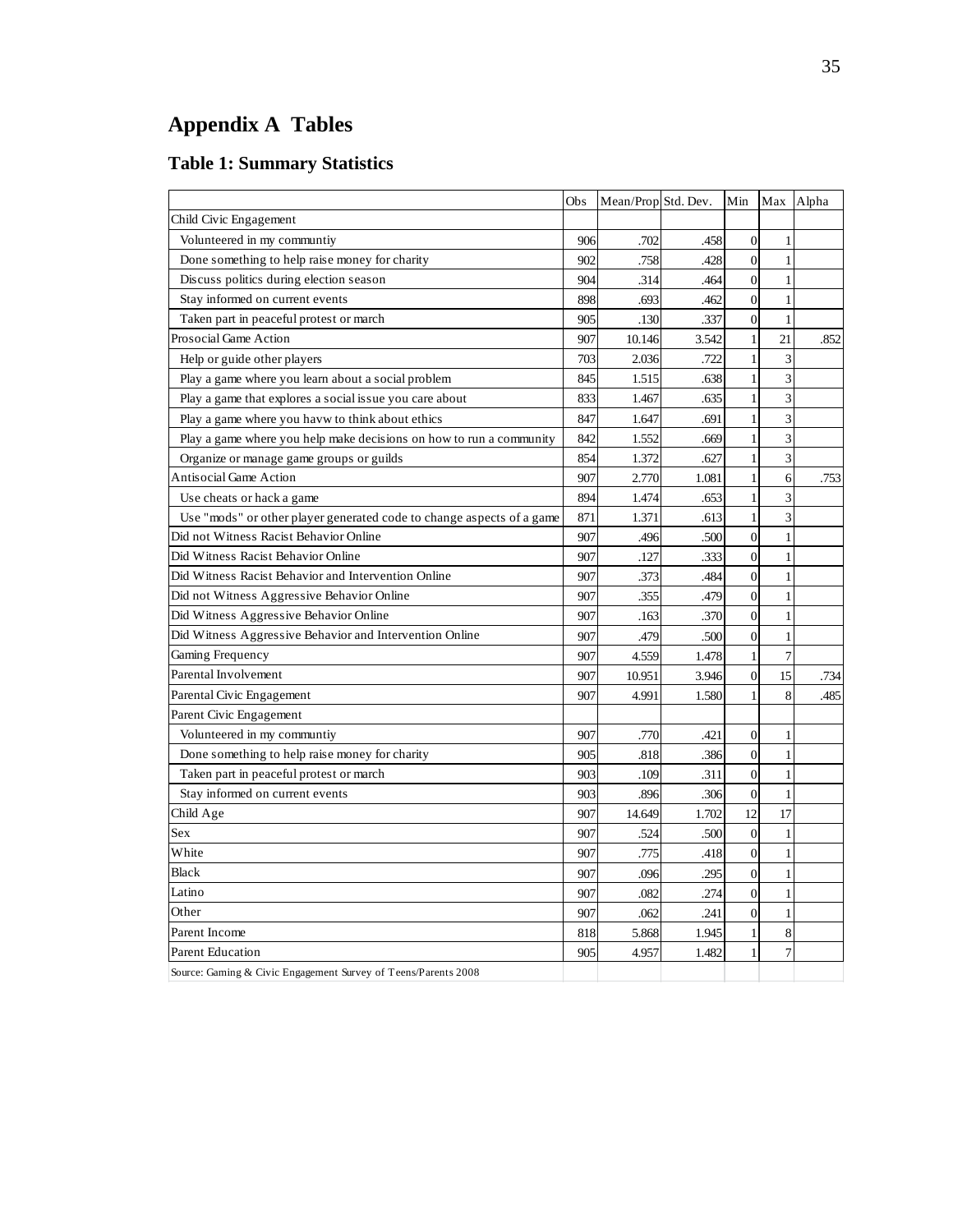# Appendix A Tables

## Table 1: Summary Statistics

| | Obs | Mean/Prop | Std. Dev. | Min | Max | Alpha |
|---|---|---|---|---|---|---|
| Child Civic Engagement | | | | | | |
| Volunteered in my communtiy | 906 | .702 | .458 | 0 | 1 | |
| Done something to help raise money for charity | 902 | .758 | .428 | 0 | 1 | |
| Discuss politics during election season | 904 | .314 | .464 | 0 | 1 | |
| Stay informed on current events | 898 | .693 | .462 | 0 | 1 | |
| Taken part in peaceful protest or march | 905 | .130 | .337 | 0 | 1 | |
| Prosocial Game Action | 907 | 10.146 | 3.542 | 1 | 21 | .852 |
| Help or guide other players | 703 | 2.036 | .722 | 1 | 3 | |
| Play a game where you learn about a social problem | 845 | 1.515 | .638 | 1 | 3 | |
| Play a game that explores a social issue you care about | 833 | 1.467 | .635 | 1 | 3 | |
| Play a game where you havw to think about ethics | 847 | 1.647 | .691 | 1 | 3 | |
| Play a game where you help make decisions on how to run a community | 842 | 1.552 | .669 | 1 | 3 | |
| Organize or manage game groups or guilds | 854 | 1.372 | .627 | 1 | 3 | |
| Antisocial Game Action | 907 | 2.770 | 1.081 | 1 | 6 | .753 |
| Use cheats or hack a game | 894 | 1.474 | .653 | 1 | 3 | |
| Use "mods" or other player generated code to change aspects of a game | 871 | 1.371 | .613 | 1 | 3 | |
| Did not Witness Racist Behavior Online | 907 | .496 | .500 | 0 | 1 | |
| Did Witness Racist Behavior Online | 907 | .127 | .333 | 0 | 1 | |
| Did Witness Racist Behavior and Intervention Online | 907 | .373 | .484 | 0 | 1 | |
| Did not Witness Aggressive Behavior Online | 907 | .355 | .479 | 0 | 1 | |
| Did Witness Aggressive Behavior Online | 907 | .163 | .370 | 0 | 1 | |
| Did Witness Aggressive Behavior and Intervention Online | 907 | .479 | .500 | 0 | 1 | |
| Gaming Frequency | 907 | 4.559 | 1.478 | 1 | 7 | |
| Parental Involvement | 907 | 10.951 | 3.946 | 0 | 15 | .734 |
| Parental Civic Engagement | 907 | 4.991 | 1.580 | 1 | 8 | .485 |
| Parent Civic Engagement | | | | | | |
| Volunteered in my communtiy | 907 | .770 | .421 | 0 | 1 | |
| Done something to help raise money for charity | 905 | .818 | .386 | 0 | 1 | |
| Taken part in peaceful protest or march | 903 | .109 | .311 | 0 | 1 | |
| Stay informed on current events | 903 | .896 | .306 | 0 | 1 | |
| Child Age | 907 | 14.649 | 1.702 | 12 | 17 | |
| Sex | 907 | .524 | .500 | 0 | 1 | |
| White | 907 | .775 | .418 | 0 | 1 | |
| Black | 907 | .096 | .295 | 0 | 1 | |
| Latino | 907 | .082 | .274 | 0 | 1 | |
| Other | 907 | .062 | .241 | 0 | 1 | |
| Parent Income | 818 | 5.868 | 1.945 | 1 | 8 | |
| Parent Education | 905 | 4.957 | 1.482 | 1 | 7 | |

Source: Gaming & Civic Engagement Survey of Teens/Parents 2008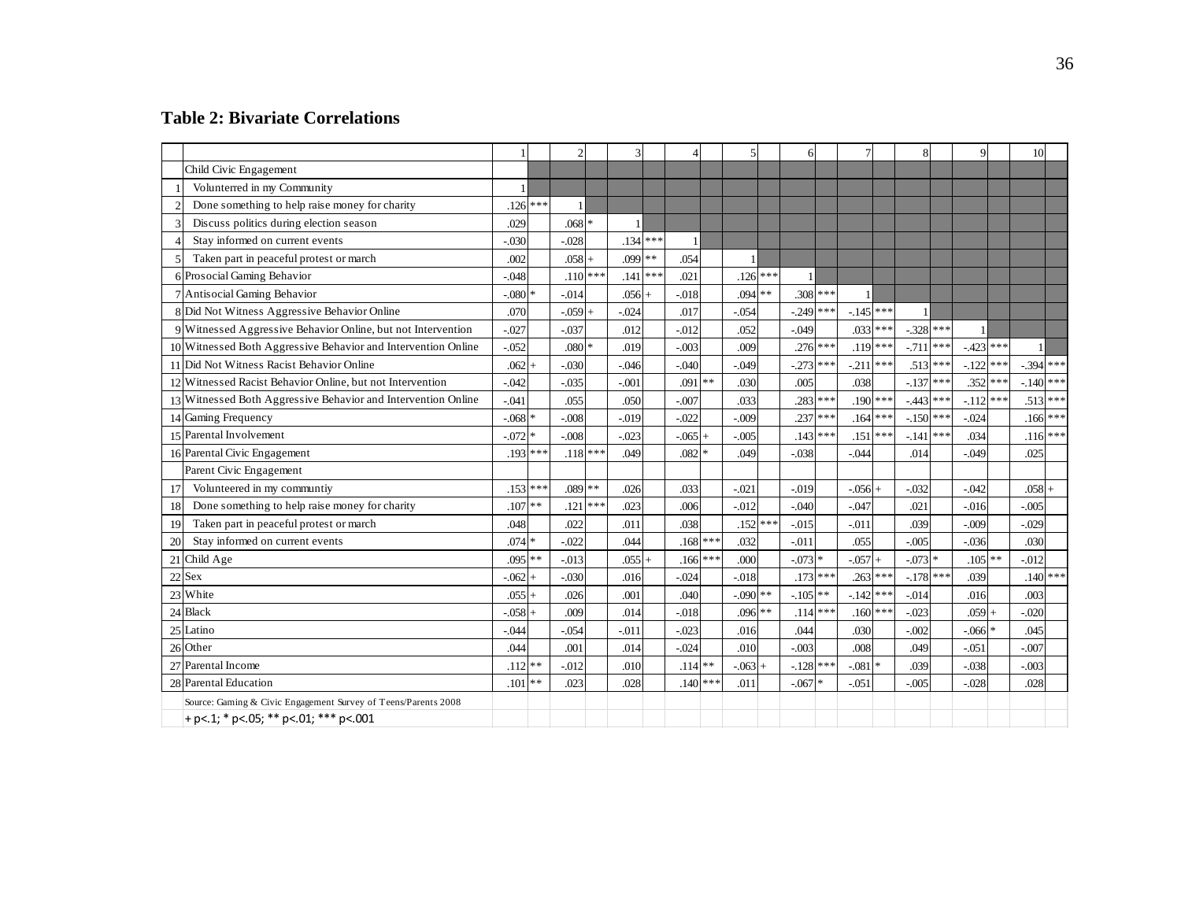**Table 2: Bivariate Correlations**

| | | 1 | | 2 | | 3 | | 4 | | 5 | | 6 | | 7 | | 8 | | 9 | | 10 | |
|---|---|---|---|---|---|---|---|---|---|---|---|---|---|---|---|---|---|---|---|---|---|
| | Child Civic Engagement | | | | | | | | | | | | | | | | | | | | |
| 1 | Volunterred in my Community | 1 | | | | | | | | | | | | | | | | | | | |
| 2 | Done something to help raise money for charity | .126 | *** | 1 | | | | | | | | | | | | | | | | | |
| 3 | Discuss politics during election season | .029 | | .068 | * | 1 | | | | | | | | | | | | | | | |
| 4 | Stay informed on current events | -.030 | | -.028 | | .134 | *** | 1 | | | | | | | | | | | | | |
| 5 | Taken part in peaceful protest or march | .002 | | .058 | + | .099 | ** | .054 | | 1 | | | | | | | | | | | |
| 6 | Prosocial Gaming Behavior | -.048 | | .110 | *** | .141 | *** | .021 | | .126 | *** | 1 | | | | | | | | | |
| 7 | Antisocial Gaming Behavior | -.080 | * | -.014 | | .056 | + | -.018 | | .094 | ** | .308 | *** | 1 | | | | | | | |
| 8 | Did Not Witness Aggressive Behavior Online | .070 | | -.059 | + | -.024 | | .017 | | -.054 | | -.249 | *** | -.145 | *** | 1 | | | | | |
| 9 | Witnessed Aggressive Behavior Online, but not Intervention | -.027 | | -.037 | | .012 | | -.012 | | .052 | | -.049 | | .033 | *** | -.328 | *** | 1 | | | |
| 10 | Witnessed Both Aggressive Behavior and Intervention Online | -.052 | | .080 | * | .019 | | -.003 | | .009 | | .276 | *** | .119 | *** | -.711 | *** | -.423 | *** | 1 | |
| 11 | Did Not Witness Racist Behavior Online | .062 | + | -.030 | | -.046 | | -.040 | | -.049 | | -.273 | *** | -.211 | *** | .513 | *** | -.122 | *** | -.394 | *** |
| 12 | Witnessed Racist Behavior Online, but not Intervention | -.042 | | -.035 | | -.001 | | .091 | ** | .030 | | .005 | | .038 | | -.137 | *** | .352 | *** | -.140 | *** |
| 13 | Witnessed Both Aggressive Behavior and Intervention Online | -.041 | | .055 | | .050 | | -.007 | | .033 | | .283 | *** | .190 | *** | -.443 | *** | -.112 | *** | .513 | *** |
| 14 | Gaming Frequency | -.068 | * | -.008 | | -.019 | | -.022 | | -.009 | | .237 | *** | .164 | *** | -.150 | *** | -.024 | | .166 | *** |
| 15 | Parental Involvement | -.072 | * | -.008 | | -.023 | | -.065 | + | -.005 | | .143 | *** | .151 | *** | -.141 | *** | .034 | | .116 | *** |
| 16 | Parental Civic Engagement | .193 | *** | .118 | *** | .049 | | .082 | * | .049 | | -.038 | | -.044 | | .014 | | -.049 | | .025 | |
| | Parent Civic Engagement | | | | | | | | | | | | | | | | | | | | |
| 17 | Volunteered in my communtiy | .153 | *** | .089 | ** | .026 | | .033 | | -.021 | | -.019 | | -.056 | + | -.032 | | -.042 | | .058 | + |
| 18 | Done something to help raise money for charity | .107 | ** | .121 | *** | .023 | | .006 | | -.012 | | -.040 | | -.047 | | .021 | | -.016 | | -.005 | |
| 19 | Taken part in peaceful protest or march | .048 | | .022 | | .011 | | .038 | | .152 | *** | -.015 | | -.011 | | .039 | | -.009 | | -.029 | |
| 20 | Stay informed on current events | .074 | * | -.022 | | .044 | | .168 | *** | .032 | | -.011 | | .055 | | -.005 | | -.036 | | .030 | |
| 21 | Child Age | .095 | ** | -.013 | | .055 | + | .166 | *** | .000 | | -.073 | * | -.057 | + | -.073 | * | .105 | ** | -.012 | |
| 22 | Sex | -.062 | + | -.030 | | .016 | | -.024 | | -.018 | | .173 | *** | .263 | *** | -.178 | *** | .039 | | .140 | *** |
| 23 | White | .055 | + | .026 | | .001 | | .040 | | -.090 | ** | -.105 | ** | -.142 | *** | -.014 | | .016 | | .003 | |
| 24 | Black | -.058 | + | .009 | | .014 | | -.018 | | .096 | ** | .114 | *** | .160 | *** | -.023 | | .059 | + | -.020 | |
| 25 | Latino | -.044 | | -.054 | | -.011 | | -.023 | | .016 | | .044 | | .030 | | -.002 | | -.066 | * | .045 | |
| 26 | Other | .044 | | .001 | | .014 | | -.024 | | .010 | | -.003 | | .008 | | .049 | | -.051 | | -.007 | |
| 27 | Parental Income | .112 | ** | -.012 | | .010 | | .114 | ** | -.063 | + | -.128 | *** | -.081 | * | .039 | | -.038 | | -.003 | |
| 28 | Parental Education | .101 | ** | .023 | | .028 | | .140 | *** | .011 | | -.067 | * | -.051 | | -.005 | | -.028 | | .028 | |

Source: Gaming & Civic Engagement Survey of Teens/Parents 2008

+ p<.1; * p<.05; ** p<.01; *** p<.001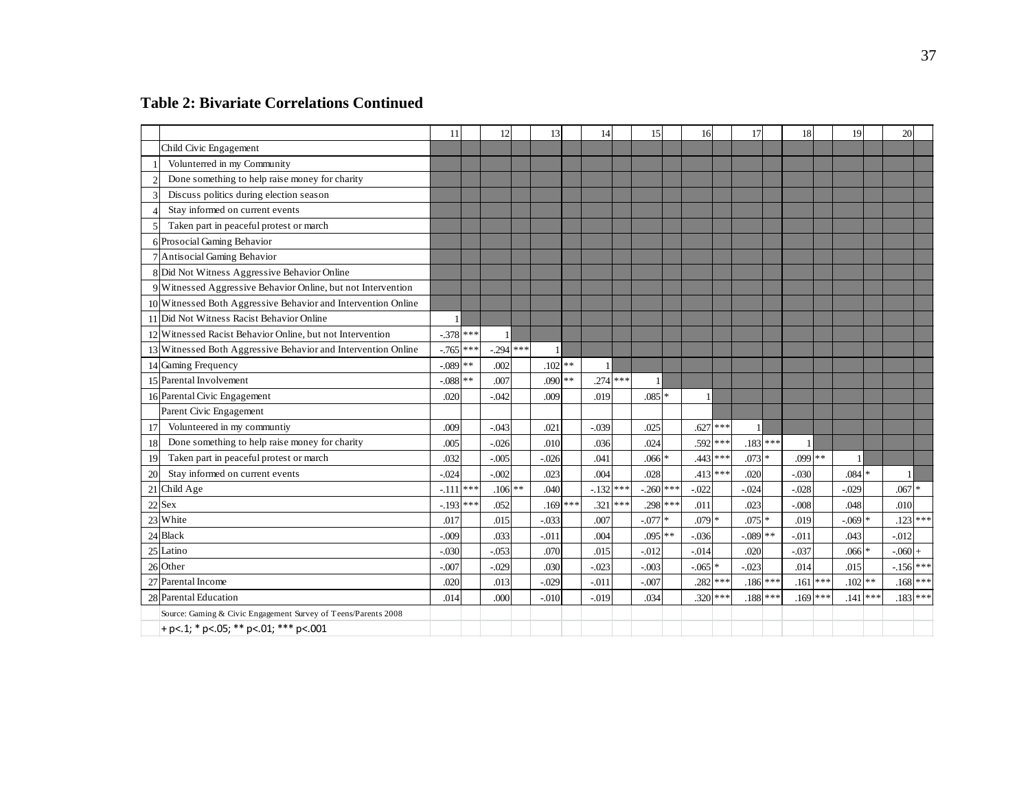**Table 2: Bivariate Correlations Continued**

| | | 11 | | 12 | | 13 | | 14 | | 15 | | 16 | | 17 | | 18 | | 19 | | 20 | |
|---|---|---|---|---|---|---|---|---|---|---|---|---|---|---|---|---|---|---|---|---|---|
| | Child Civic Engagement | | | | | | | | | | | | | | | | | | | | |
| 1 | Volunterred in my Community | | | | | | | | | | | | | | | | | | | | |
| 2 | Done something to help raise money for charity | | | | | | | | | | | | | | | | | | | | |
| 3 | Discuss politics during election season | | | | | | | | | | | | | | | | | | | | |
| 4 | Stay informed on current events | | | | | | | | | | | | | | | | | | | | |
| 5 | Taken part in peaceful protest or march | | | | | | | | | | | | | | | | | | | | |
| 6 | Prosocial Gaming Behavior | | | | | | | | | | | | | | | | | | | | |
| 7 | Antisocial Gaming Behavior | | | | | | | | | | | | | | | | | | | | |
| 8 | Did Not Witness Aggressive Behavior Online | | | | | | | | | | | | | | | | | | | | |
| 9 | Witnessed Aggressive Behavior Online, but not Intervention | | | | | | | | | | | | | | | | | | | | |
| 10 | Witnessed Both Aggressive Behavior and Intervention Online | | | | | | | | | | | | | | | | | | | | |
| 11 | Did Not Witness Racist Behavior Online | 1 | | | | | | | | | | | | | | | | | | | |
| 12 | Witnessed Racist Behavior Online, but not Intervention | -.378 | *** | 1 | | | | | | | | | | | | | | | | | |
| 13 | Witnessed Both Aggressive Behavior and Intervention Online | -.765 | *** | -.294 | *** | 1 | | | | | | | | | | | | | | | |
| 14 | Gaming Frequency | -.089 | ** | .002 | | .102 | ** | 1 | | | | | | | | | | | | | |
| 15 | Parental Involvement | -.088 | ** | .007 | | .090 | ** | .274 | *** | 1 | | | | | | | | | | | |
| 16 | Parental Civic Engagement | .020 | | -.042 | | .009 | | .019 | | .085 | * | 1 | | | | | | | | | |
| | Parent Civic Engagement | | | | | | | | | | | | | | | | | | | | |
| 17 | Volunteered in my communtiy | .009 | | -.043 | | .021 | | -.039 | | .025 | | .627 | *** | 1 | | | | | | | |
| 18 | Done something to help raise money for charity | .005 | | -.026 | | .010 | | .036 | | .024 | | .592 | *** | .183 | *** | 1 | | | | | |
| 19 | Taken part in peaceful protest or march | .032 | | -.005 | | -.026 | | .041 | | .066 | * | .443 | *** | .073 | * | .099 | ** | 1 | | | |
| 20 | Stay informed on current events | -.024 | | -.002 | | .023 | | .004 | | .028 | | .413 | *** | .020 | | -.030 | | .084 | * | 1 | |
| 21 | Child Age | -.111 | *** | .106 | ** | .040 | | -.132 | *** | -.260 | *** | -.022 | | -.024 | | -.028 | | -.029 | | .067 | * |
| 22 | Sex | -.193 | *** | .052 | | .169 | *** | .321 | *** | .298 | *** | .011 | | .023 | | -.008 | | .048 | | .010 | |
| 23 | White | .017 | | .015 | | -.033 | | .007 | | -.077 | * | .079 | * | .075 | * | .019 | | -.069 | * | .123 | *** |
| 24 | Black | -.009 | | .033 | | -.011 | | .004 | | .095 | ** | -.036 | | -.089 | ** | -.011 | | .043 | | -.012 | |
| 25 | Latino | -.030 | | -.053 | | .070 | | .015 | | -.012 | | -.014 | | .020 | | -.037 | | .066 | * | -.060 | + |
| 26 | Other | -.007 | | -.029 | | .030 | | -.023 | | -.003 | | -.065 | * | -.023 | | .014 | | .015 | | -.156 | *** |
| 27 | Parental Income | .020 | | .013 | | -.029 | | -.011 | | -.007 | | .282 | *** | .186 | *** | .161 | *** | .102 | ** | .168 | *** |
| 28 | Parental Education | .014 | | .000 | | -.010 | | -.019 | | .034 | | .320 | *** | .188 | *** | .169 | *** | .141 | *** | .183 | *** |

Source: Gaming & Civic Engagement Survey of Teens/Parents 2008

+ p<.1; * p<.05; ** p<.01; *** p<.001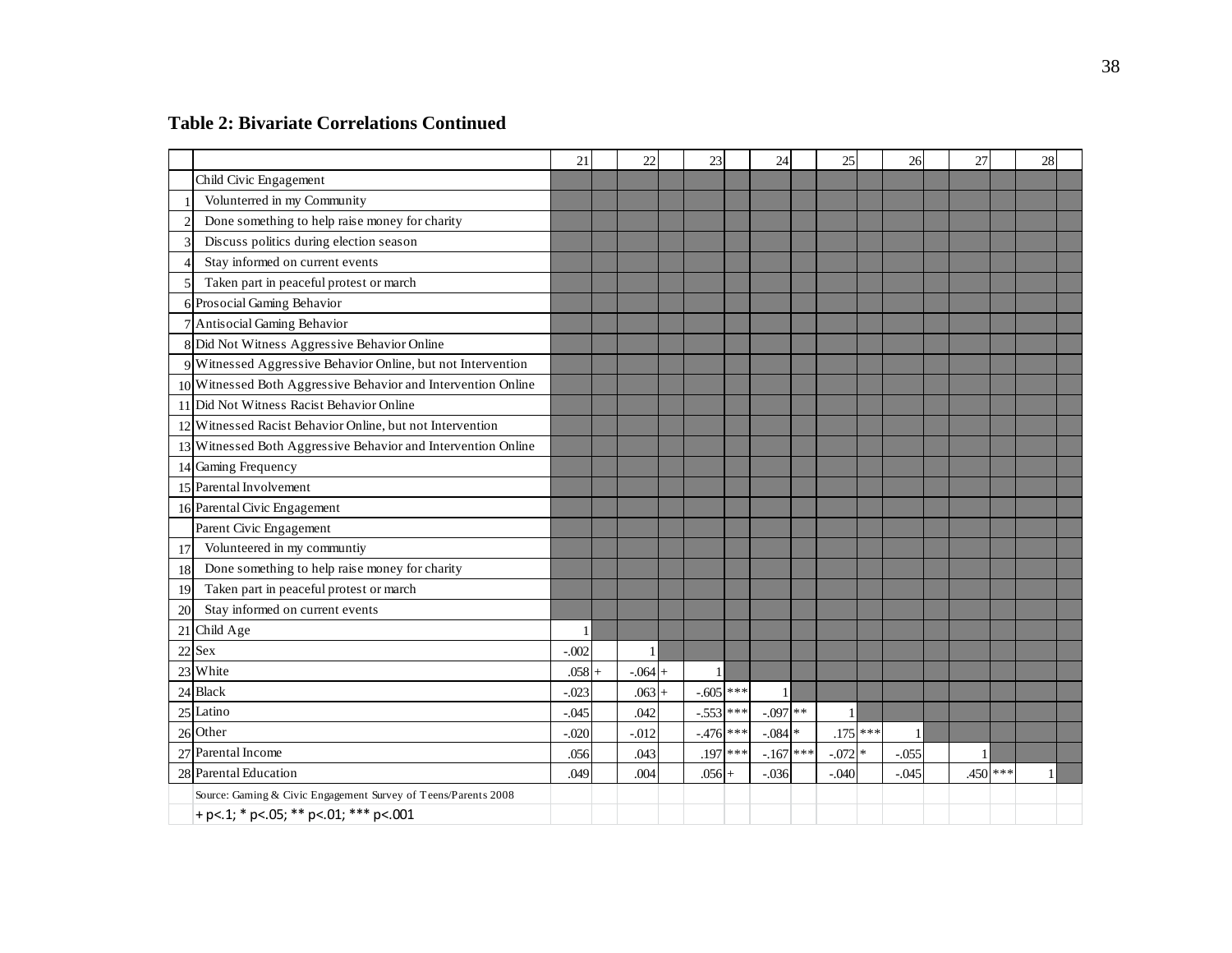**Table 2: Bivariate Correlations Continued**

| | | 21 | | 22 | | 23 | | 24 | | 25 | | 26 | | 27 | | 28 | |
|---|---|---|---|---|---|---|---|---|---|---|---|---|---|---|---|---|---|
| | Child Civic Engagement | | | | | | | | | | | | | | | | |
| 1 | Volunterred in my Community | | | | | | | | | | | | | | | | |
| 2 | Done something to help raise money for charity | | | | | | | | | | | | | | | | |
| 3 | Discuss politics during election season | | | | | | | | | | | | | | | | |
| 4 | Stay informed on current events | | | | | | | | | | | | | | | | |
| 5 | Taken part in peaceful protest or march | | | | | | | | | | | | | | | | |
| 6 | Prosocial Gaming Behavior | | | | | | | | | | | | | | | | |
| 7 | Antisocial Gaming Behavior | | | | | | | | | | | | | | | | |
| 8 | Did Not Witness Aggressive Behavior Online | | | | | | | | | | | | | | | | |
| 9 | Witnessed Aggressive Behavior Online, but not Intervention | | | | | | | | | | | | | | | | |
| 10 | Witnessed Both Aggressive Behavior and Intervention Online | | | | | | | | | | | | | | | | |
| 11 | Did Not Witness Racist Behavior Online | | | | | | | | | | | | | | | | |
| 12 | Witnessed Racist Behavior Online, but not Intervention | | | | | | | | | | | | | | | | |
| 13 | Witnessed Both Aggressive Behavior and Intervention Online | | | | | | | | | | | | | | | | |
| 14 | Gaming Frequency | | | | | | | | | | | | | | | | |
| 15 | Parental Involvement | | | | | | | | | | | | | | | | |
| 16 | Parental Civic Engagement | | | | | | | | | | | | | | | | |
| | Parent Civic Engagement | | | | | | | | | | | | | | | | |
| 17 | Volunteered in my communtiy | | | | | | | | | | | | | | | | |
| 18 | Done something to help raise money for charity | | | | | | | | | | | | | | | | |
| 19 | Taken part in peaceful protest or march | | | | | | | | | | | | | | | | |
| 20 | Stay informed on current events | | | | | | | | | | | | | | | | |
| 21 | Child Age | 1 | | | | | | | | | | | | | | | |
| 22 | Sex | -.002 | | 1 | | | | | | | | | | | | | |
| 23 | White | .058 | + | -.064 | + | 1 | | | | | | | | | | | |
| 24 | Black | -.023 | | .063 | + | -.605 | *** | 1 | | | | | | | | | |
| 25 | Latino | -.045 | | .042 | | -.553 | *** | -.097 | ** | 1 | | | | | | | |
| 26 | Other | -.020 | | -.012 | | -.476 | *** | -.084 | * | .175 | *** | 1 | | | | | |
| 27 | Parental Income | .056 | | .043 | | .197 | *** | -.167 | *** | -.072 | * | -.055 | | 1 | | | |
| 28 | Parental Education | .049 | | .004 | | .056 | + | -.036 | | -.040 | | -.045 | | .450 | *** | 1 | |

Source: Gaming & Civic Engagement Survey of Teens/Parents 2008

+ p<.1; * p<.05; ** p<.01; *** p<.001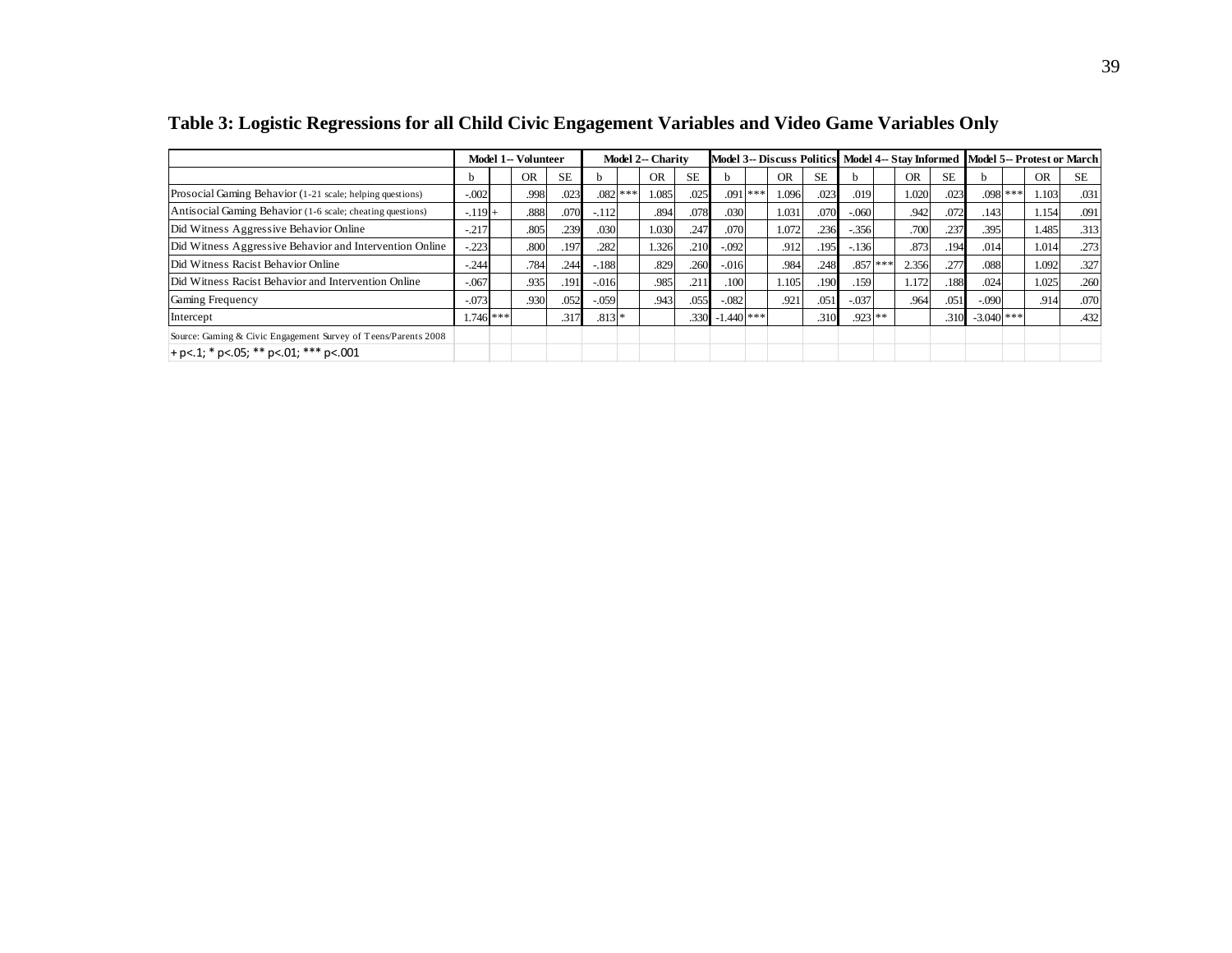**Table 3: Logistic Regressions for all Child Civic Engagement Variables and Video Game Variables Only**

| | Model 1-- Volunteer | | | | Model 2-- Charity | | | | Model 3-- Discuss Politics | | | | Model 4-- Stay Informed | | | | Model 5-- Protest or March | | | |
|---|---|---|---|---|---|---|---|---|---|---|---|---|---|---|---|---|---|---|---|---|
| | b | | OR | SE | b | | OR | SE | b | | OR | SE | b | | OR | SE | b | | OR | SE |
| Prosocial Gaming Behavior (1-21 scale; helping questions) | -.002 | | .998 | .023 | .082 | *** | 1.085 | .025 | .091 | *** | 1.096 | .023 | .019 | | 1.020 | .023 | .098 | *** | 1.103 | .031 |
| Antisocial Gaming Behavior (1-6 scale; cheating questions) | -.119 | + | .888 | .070 | -.112 | | .894 | .078 | .030 | | 1.031 | .070 | -.060 | | .942 | .072 | .143 | | 1.154 | .091 |
| Did Witness Aggressive Behavior Online | -.217 | | .805 | .239 | .030 | | 1.030 | .247 | .070 | | 1.072 | .236 | -.356 | | .700 | .237 | .395 | | 1.485 | .313 |
| Did Witness Aggressive Behavior and Intervention Online | -.223 | | .800 | .197 | .282 | | 1.326 | .210 | -.092 | | .912 | .195 | -.136 | | .873 | .194 | .014 | | 1.014 | .273 |
| Did Witness Racist Behavior Online | -.244 | | .784 | .244 | -.188 | | .829 | .260 | -.016 | | .984 | .248 | .857 | *** | 2.356 | .277 | .088 | | 1.092 | .327 |
| Did Witness Racist Behavior and Intervention Online | -.067 | | .935 | .191 | -.016 | | .985 | .211 | .100 | | 1.105 | .190 | .159 | | 1.172 | .188 | .024 | | 1.025 | .260 |
| Gaming Frequency | -.073 | | .930 | .052 | -.059 | | .943 | .055 | -.082 | | .921 | .051 | -.037 | | .964 | .051 | -.090 | | .914 | .070 |
| Intercept | 1.746 | *** | | .317 | .813 | * | | .330 | -1.440 | *** | | .310 | .923 | ** | | .310 | -3.040 | *** | | .432 |

Source: Gaming & Civic Engagement Survey of Teens/Parents 2008

+ p<.1; * p<.05; ** p<.01; *** p<.001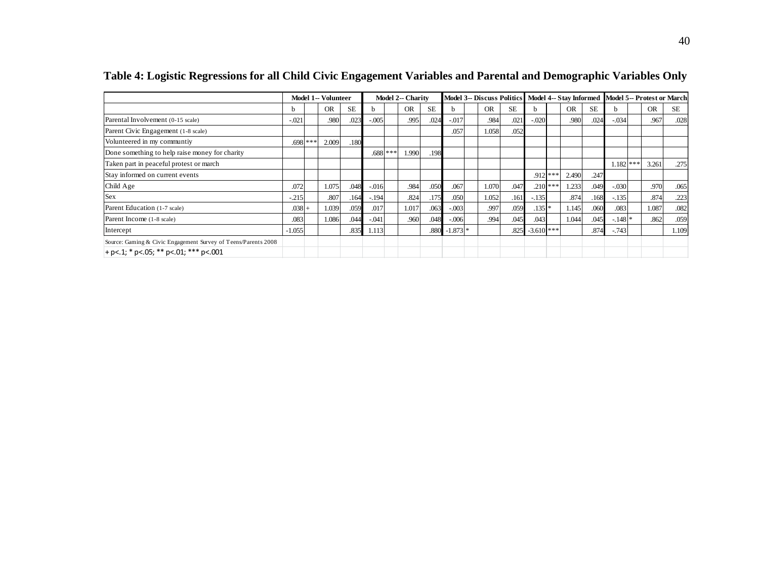**Table 4: Logistic Regressions for all Child Civic Engagement Variables and Parental and Demographic Variables Only**

| | Model 1-- Volunteer | | | | Model 2-- Charity | | | | Model 3-- Discuss Politics | | | | Model 4-- Stay Informed | | | | Model 5-- Protest or March | | | |
|---|---|---|---|---|---|---|---|---|---|---|---|---|---|---|---|---|---|---|---|---|
| | b | | OR | SE | b | | OR | SE | b | | OR | SE | b | | OR | SE | b | | OR | SE |
| Parental Involvement (0-15 scale) | -.021 | | .980 | .023 | -.005 | | .995 | .024 | -.017 | | .984 | .021 | -.020 | | .980 | .024 | -.034 | | .967 | .028 |
| Parent Civic Engagement (1-8 scale) | | | | | | | | | .057 | | 1.058 | .052 | | | | | | | | |
| Volunteered in my communtiy | .698 | *** | 2.009 | .180 | | | | | | | | | | | | | | | | |
| Done something to help raise money for charity | | | | | .688 | *** | 1.990 | .198 | | | | | | | | | | | | |
| Taken part in peaceful protest or march | | | | | | | | | | | | | | | | | 1.182 | *** | 3.261 | .275 |
| Stay informed on current events | | | | | | | | | | | | | .912 | *** | 2.490 | .247 | | | | |
| Child Age | .072 | | 1.075 | .048 | -.016 | | .984 | .050 | .067 | | 1.070 | .047 | .210 | *** | 1.233 | .049 | -.030 | | .970 | .065 |
| Sex | -.215 | | .807 | .164 | -.194 | | .824 | .175 | .050 | | 1.052 | .161 | -.135 | | .874 | .168 | -.135 | | .874 | .223 |
| Parent Education (1-7 scale) | .038 | + | 1.039 | .059 | .017 | | 1.017 | .063 | -.003 | | .997 | .059 | .135 | * | 1.145 | .060 | .083 | | 1.087 | .082 |
| Parent Income (1-8 scale) | .083 | | 1.086 | .044 | -.041 | | .960 | .048 | -.006 | | .994 | .045 | .043 | | 1.044 | .045 | -.148 | * | .862 | .059 |
| Intercept | -1.055 | | | .835 | 1.113 | | | .880 | -1.873 | * | | .825 | -3.610 | *** | | .874 | -.743 | | | 1.109 |

Source: Gaming & Civic Engagement Survey of Teens/Parents 2008

+ p<.1; * p<.05; ** p<.01; *** p<.001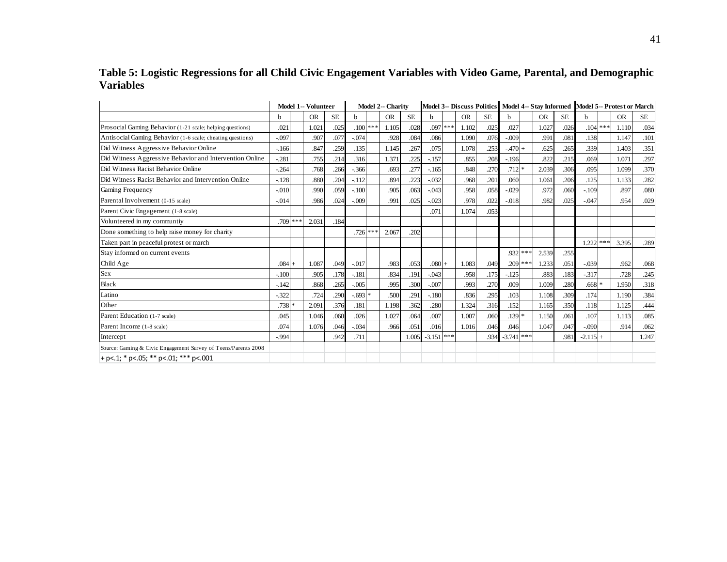**Table 5: Logistic Regressions for all Child Civic Engagement Variables with Video Game, Parental, and Demographic Variables**

| | Model 1-- Volunteer | | | | Model 2-- Charity | | | | Model 3-- Discuss Politics | | | | Model 4-- Stay Informed | | | | Model 5-- Protest or March | | | |
|---|---|---|---|---|---|---|---|---|---|---|---|---|---|---|---|---|---|---|---|---|
| | b | | OR | SE | b | | OR | SE | b | | OR | SE | b | | OR | SE | b | | OR | SE |
| Prosocial Gaming Behavior (1-21 scale; helping questions) | .021 | | 1.021 | .025 | .100 | *** | 1.105 | .028 | .097 | *** | 1.102 | .025 | .027 | | 1.027 | .026 | .104 | *** | 1.110 | .034 |
| Antisocial Gaming Behavior (1-6 scale; cheating questions) | -.097 | | .907 | .077 | -.074 | | .928 | .084 | .086 | | 1.090 | .076 | -.009 | | .991 | .081 | .138 | | 1.147 | .101 |
| Did Witness Aggressive Behavior Online | -.166 | | .847 | .259 | .135 | | 1.145 | .267 | .075 | | 1.078 | .253 | -.470 | + | .625 | .265 | .339 | | 1.403 | .351 |
| Did Witness Aggressive Behavior and Intervention Online | -.281 | | .755 | .214 | .316 | | 1.371 | .225 | -.157 | | .855 | .208 | -.196 | | .822 | .215 | .069 | | 1.071 | .297 |
| Did Witness Racist Behavior Online | -.264 | | .768 | .266 | -.366 | | .693 | .277 | -.165 | | .848 | .270 | .712 | * | 2.039 | .306 | .095 | | 1.099 | .370 |
| Did Witness Racist Behavior and Intervention Online | -.128 | | .880 | .204 | -.112 | | .894 | .223 | -.032 | | .968 | .201 | .060 | | 1.061 | .206 | .125 | | 1.133 | .282 |
| Gaming Frequency | -.010 | | .990 | .059 | -.100 | | .905 | .063 | -.043 | | .958 | .058 | -.029 | | .972 | .060 | -.109 | | .897 | .080 |
| Parental Involvement (0-15 scale) | -.014 | | .986 | .024 | -.009 | | .991 | .025 | -.023 | | .978 | .022 | -.018 | | .982 | .025 | -.047 | | .954 | .029 |
| Parent Civic Engagement (1-8 scale) | | | | | | | | | .071 | | 1.074 | .053 | | | | | | | | |
| Volunteered in my communtiy | .709 | *** | 2.031 | .184 | | | | | | | | | | | | | | | | |
| Done something to help raise money for charity | | | | | .726 | *** | 2.067 | .202 | | | | | | | | | | | | |
| Taken part in peaceful protest or march | | | | | | | | | | | | | | | | | 1.222 | *** | 3.395 | .289 |
| Stay informed on current events | | | | | | | | | | | | | .932 | *** | 2.539 | .255 | | | | |
| Child Age | .084 | + | 1.087 | .049 | -.017 | | .983 | .053 | .080 | + | 1.083 | .049 | .209 | *** | 1.233 | .051 | -.039 | | .962 | .068 |
| Sex | -.100 | | .905 | .178 | -.181 | | .834 | .191 | -.043 | | .958 | .175 | -.125 | | .883 | .183 | -.317 | | .728 | .245 |
| Black | -.142 | | .868 | .265 | -.005 | | .995 | .300 | -.007 | | .993 | .270 | .009 | | 1.009 | .280 | .668 | * | 1.950 | .318 |
| Latino | -.322 | | .724 | .290 | -.693 | * | .500 | .291 | -.180 | | .836 | .295 | .103 | | 1.108 | .309 | .174 | | 1.190 | .384 |
| Other | .738 | * | 2.091 | .376 | .181 | | 1.198 | .362 | .280 | | 1.324 | .316 | .152 | | 1.165 | .350 | .118 | | 1.125 | .444 |
| Parent Education (1-7 scale) | .045 | | 1.046 | .060 | .026 | | 1.027 | .064 | .007 | | 1.007 | .060 | .139 | * | 1.150 | .061 | .107 | | 1.113 | .085 |
| Parent Income (1-8 scale) | .074 | | 1.076 | .046 | -.034 | | .966 | .051 | .016 | | 1.016 | .046 | .046 | | 1.047 | .047 | -.090 | | .914 | .062 |
| Intercept | -.994 | | | .942 | .711 | | | 1.005 | -3.151 | *** | | .934 | -3.741 | *** | | .981 | -2.115 | + | | 1.247 |

Source: Gaming & Civic Engagement Survey of Teens/Parents 2008

+ p<.1; * p<.05; ** p<.01; *** p<.001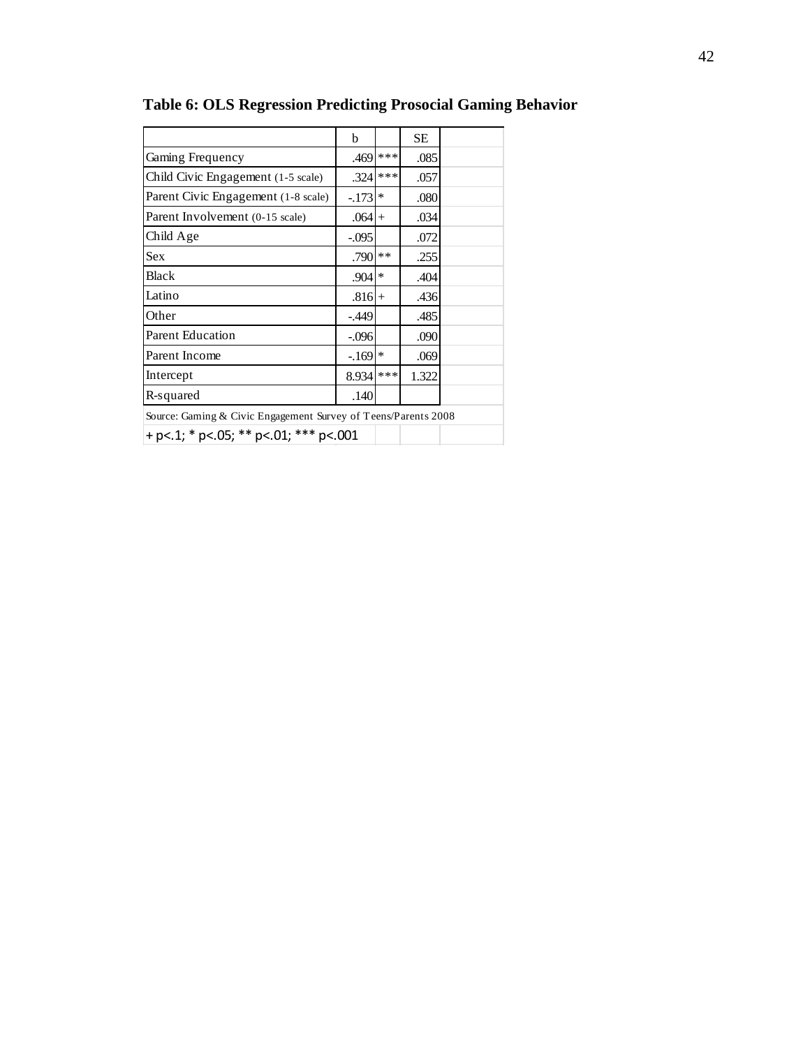**Table 6: OLS Regression Predicting Prosocial Gaming Behavior**

| | b | | SE |
|---|---|---|---|
| Gaming Frequency | .469 | *** | .085 |
| Child Civic Engagement (1-5 scale) | .324 | *** | .057 |
| Parent Civic Engagement (1-8 scale) | -.173 | * | .080 |
| Parent Involvement (0-15 scale) | .064 | + | .034 |
| Child Age | -.095 | | .072 |
| Sex | .790 | ** | .255 |
| Black | .904 | * | .404 |
| Latino | .816 | + | .436 |
| Other | -.449 | | .485 |
| Parent Education | -.096 | | .090 |
| Parent Income | -.169 | * | .069 |
| Intercept | 8.934 | *** | 1.322 |
| R-squared | .140 | | |

Source: Gaming & Civic Engagement Survey of Teens/Parents 2008

+ p<.1; * p<.05; ** p<.01; *** p<.001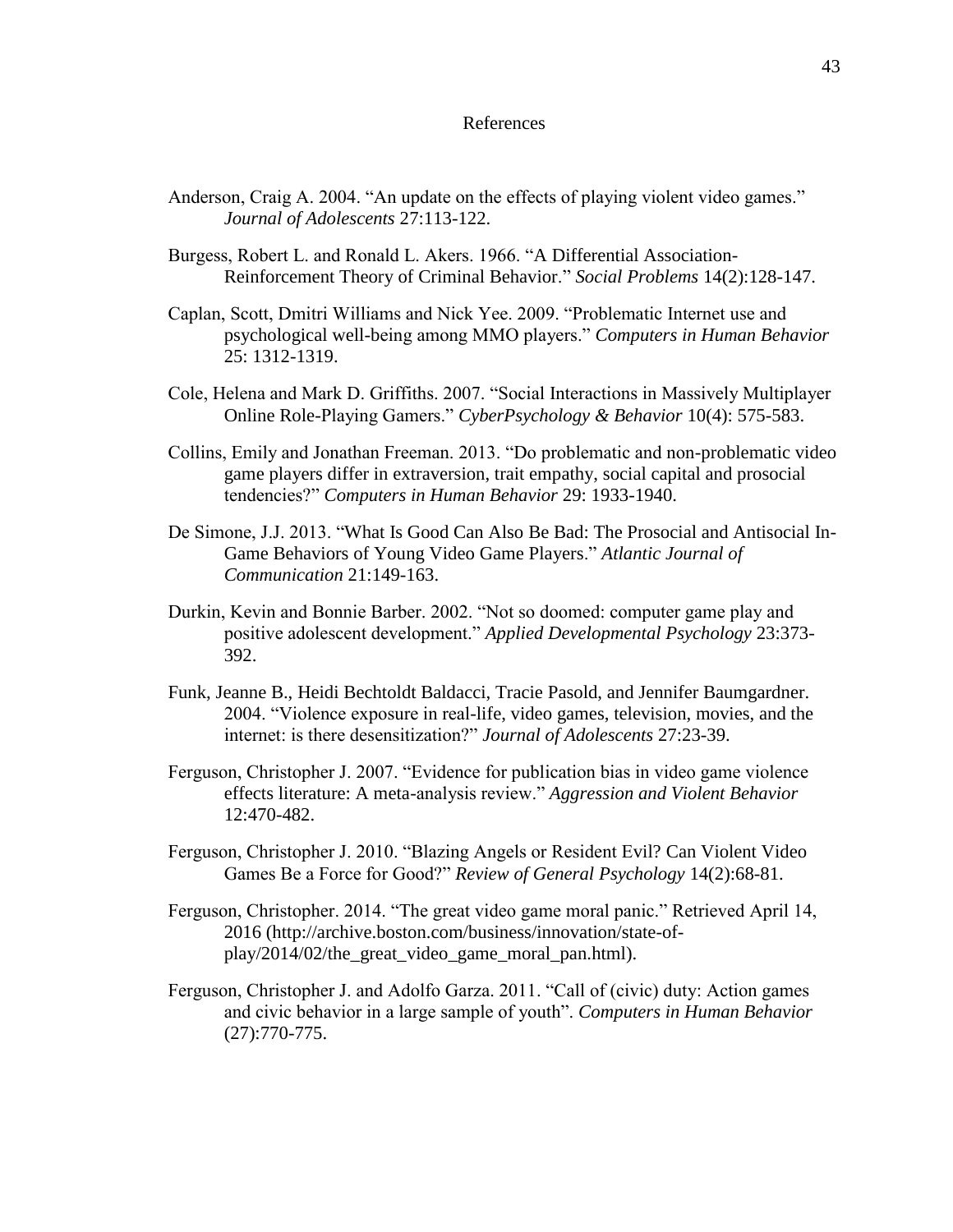# References

Anderson, Craig A. 2004. "An update on the effects of playing violent video games." *Journal of Adolescents* 27:113-122.

Burgess, Robert L. and Ronald L. Akers. 1966. "A Differential Association-Reinforcement Theory of Criminal Behavior." *Social Problems* 14(2):128-147.

Caplan, Scott, Dmitri Williams and Nick Yee. 2009. "Problematic Internet use and psychological well-being among MMO players." *Computers in Human Behavior* 25: 1312-1319.

Cole, Helena and Mark D. Griffiths. 2007. "Social Interactions in Massively Multiplayer Online Role-Playing Gamers." *CyberPsychology & Behavior* 10(4): 575-583.

Collins, Emily and Jonathan Freeman. 2013. "Do problematic and non-problematic video game players differ in extraversion, trait empathy, social capital and prosocial tendencies?" *Computers in Human Behavior* 29: 1933-1940.

De Simone, J.J. 2013. "What Is Good Can Also Be Bad: The Prosocial and Antisocial In-Game Behaviors of Young Video Game Players." *Atlantic Journal of Communication* 21:149-163.

Durkin, Kevin and Bonnie Barber. 2002. "Not so doomed: computer game play and positive adolescent development." *Applied Developmental Psychology* 23:373-392.

Funk, Jeanne B., Heidi Bechtoldt Baldacci, Tracie Pasold, and Jennifer Baumgardner. 2004. "Violence exposure in real-life, video games, television, movies, and the internet: is there desensitization?" *Journal of Adolescents* 27:23-39.

Ferguson, Christopher J. 2007. "Evidence for publication bias in video game violence effects literature: A meta-analysis review." *Aggression and Violent Behavior* 12:470-482.

Ferguson, Christopher J. 2010. "Blazing Angels or Resident Evil? Can Violent Video Games Be a Force for Good?" *Review of General Psychology* 14(2):68-81.

Ferguson, Christopher. 2014. "The great video game moral panic." Retrieved April 14, 2016 (http://archive.boston.com/business/innovation/state-of-play/2014/02/the_great_video_game_moral_pan.html).

Ferguson, Christopher J. and Adolfo Garza. 2011. "Call of (civic) duty: Action games and civic behavior in a large sample of youth". *Computers in Human Behavior* (27):770-775.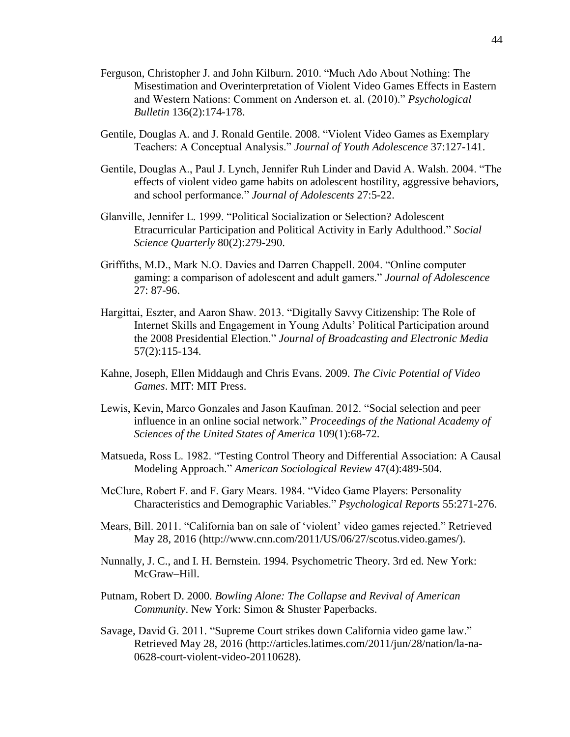Ferguson, Christopher J. and John Kilburn. 2010. "Much Ado About Nothing: The Misestimation and Overinterpretation of Violent Video Games Effects in Eastern and Western Nations: Comment on Anderson et. al. (2010)." *Psychological Bulletin* 136(2):174-178.

Gentile, Douglas A. and J. Ronald Gentile. 2008. "Violent Video Games as Exemplary Teachers: A Conceptual Analysis." *Journal of Youth Adolescence* 37:127-141.

Gentile, Douglas A., Paul J. Lynch, Jennifer Ruh Linder and David A. Walsh. 2004. "The effects of violent video game habits on adolescent hostility, aggressive behaviors, and school performance." *Journal of Adolescents* 27:5-22.

Glanville, Jennifer L. 1999. "Political Socialization or Selection? Adolescent Etracurricular Participation and Political Activity in Early Adulthood." *Social Science Quarterly* 80(2):279-290.

Griffiths, M.D., Mark N.O. Davies and Darren Chappell. 2004. "Online computer gaming: a comparison of adolescent and adult gamers." *Journal of Adolescence* 27: 87-96.

Hargittai, Eszter, and Aaron Shaw. 2013. "Digitally Savvy Citizenship: The Role of Internet Skills and Engagement in Young Adults' Political Participation around the 2008 Presidential Election." *Journal of Broadcasting and Electronic Media* 57(2):115-134.

Kahne, Joseph, Ellen Middaugh and Chris Evans. 2009. *The Civic Potential of Video Games*. MIT: MIT Press.

Lewis, Kevin, Marco Gonzales and Jason Kaufman. 2012. "Social selection and peer influence in an online social network." *Proceedings of the National Academy of Sciences of the United States of America* 109(1):68-72.

Matsueda, Ross L. 1982. "Testing Control Theory and Differential Association: A Causal Modeling Approach." *American Sociological Review* 47(4):489-504.

McClure, Robert F. and F. Gary Mears. 1984. "Video Game Players: Personality Characteristics and Demographic Variables." *Psychological Reports* 55:271-276.

Mears, Bill. 2011. "California ban on sale of 'violent' video games rejected." Retrieved May 28, 2016 (http://www.cnn.com/2011/US/06/27/scotus.video.games/).

Nunnally, J. C., and I. H. Bernstein. 1994. Psychometric Theory. 3rd ed. New York: McGraw–Hill.

Putnam, Robert D. 2000. *Bowling Alone: The Collapse and Revival of American Community*. New York: Simon & Shuster Paperbacks.

Savage, David G. 2011. "Supreme Court strikes down California video game law." Retrieved May 28, 2016 (http://articles.latimes.com/2011/jun/28/nation/la-na-0628-court-violent-video-20110628).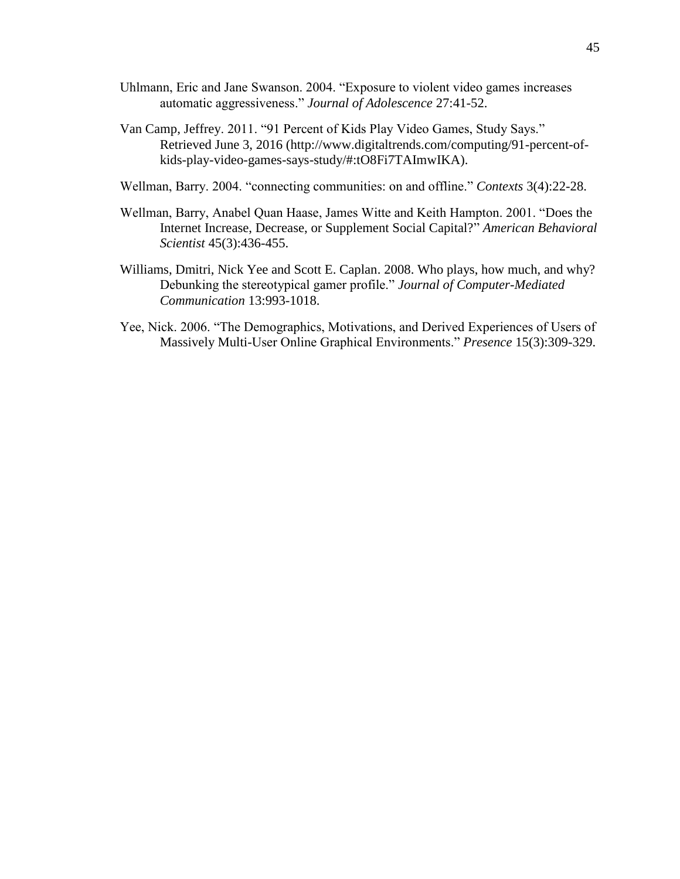Uhlmann, Eric and Jane Swanson. 2004. "Exposure to violent video games increases automatic aggressiveness." *Journal of Adolescence* 27:41-52.

Van Camp, Jeffrey. 2011. "91 Percent of Kids Play Video Games, Study Says." Retrieved June 3, 2016 (http://www.digitaltrends.com/computing/91-percent-of-kids-play-video-games-says-study/#:tO8Fi7TAImwIKA).

Wellman, Barry. 2004. "connecting communities: on and offline." *Contexts* 3(4):22-28.

Wellman, Barry, Anabel Quan Haase, James Witte and Keith Hampton. 2001. "Does the Internet Increase, Decrease, or Supplement Social Capital?" *American Behavioral Scientist* 45(3):436-455.

Williams, Dmitri, Nick Yee and Scott E. Caplan. 2008. Who plays, how much, and why? Debunking the stereotypical gamer profile." *Journal of Computer-Mediated Communication* 13:993-1018.

Yee, Nick. 2006. "The Demographics, Motivations, and Derived Experiences of Users of Massively Multi-User Online Graphical Environments." *Presence* 15(3):309-329.